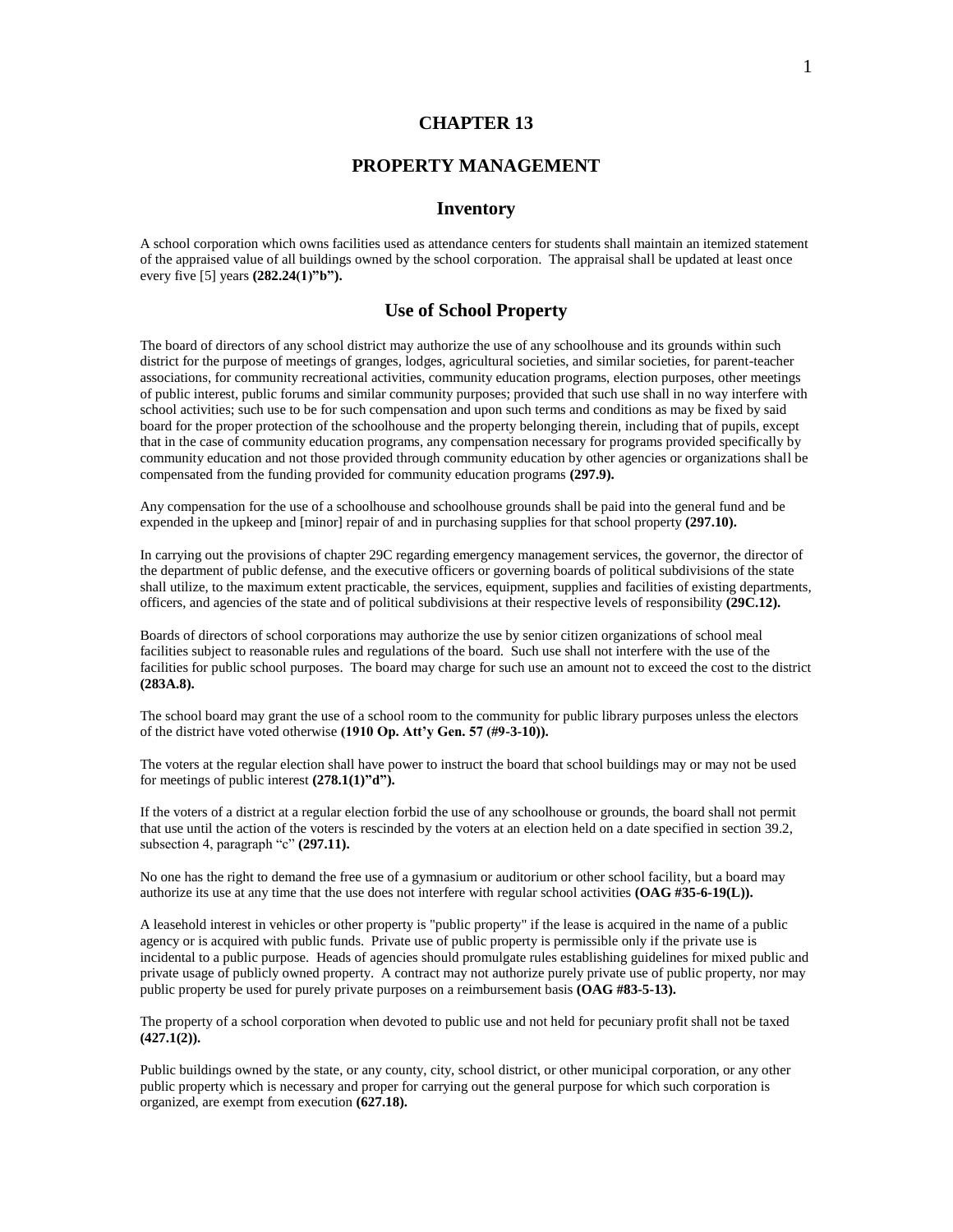# CHAPTER 13

# PROPERTY MANAGEMENT

## Inventory

A school corporation which owns facilities used as attendance centers for students shall maintain an itemized statement of the appraised value of all buildings owned by the school corporation. The appraisal shall be updated at least once every five [5] years **(282.24(1)"b").**

## Use of School Property

The board of directors of any school district may authorize the use of any schoolhouse and its grounds within such district for the purpose of meetings of granges, lodges, agricultural societies, and similar societies, for parent-teacher associations, for community recreational activities, community education programs, election purposes, other meetings of public interest, public forums and similar community purposes; provided that such use shall in no way interfere with school activities; such use to be for such compensation and upon such terms and conditions as may be fixed by said board for the proper protection of the schoolhouse and the property belonging therein, including that of pupils, except that in the case of community education programs, any compensation necessary for programs provided specifically by community education and not those provided through community education by other agencies or organizations shall be compensated from the funding provided for community education programs **(297.9).**

Any compensation for the use of a schoolhouse and schoolhouse grounds shall be paid into the general fund and be expended in the upkeep and [minor] repair of and in purchasing supplies for that school property **(297.10).**

In carrying out the provisions of chapter 29C regarding emergency management services, the governor, the director of the department of public defense, and the executive officers or governing boards of political subdivisions of the state shall utilize, to the maximum extent practicable, the services, equipment, supplies and facilities of existing departments, officers, and agencies of the state and of political subdivisions at their respective levels of responsibility **(29C.12).**

Boards of directors of school corporations may authorize the use by senior citizen organizations of school meal facilities subject to reasonable rules and regulations of the board. Such use shall not interfere with the use of the facilities for public school purposes. The board may charge for such use an amount not to exceed the cost to the district **(283A.8).**

The school board may grant the use of a school room to the community for public library purposes unless the electors of the district have voted otherwise **(1910 Op. Att'y Gen. 57 (#9-3-10)).**

The voters at the regular election shall have power to instruct the board that school buildings may or may not be used for meetings of public interest **(278.1(1)"d").**

If the voters of a district at a regular election forbid the use of any schoolhouse or grounds, the board shall not permit that use until the action of the voters is rescinded by the voters at an election held on a date specified in section 39.2, subsection 4, paragraph "c" **(297.11).**

No one has the right to demand the free use of a gymnasium or auditorium or other school facility, but a board may authorize its use at any time that the use does not interfere with regular school activities **(OAG #35-6-19(L)).**

A leasehold interest in vehicles or other property is "public property" if the lease is acquired in the name of a public agency or is acquired with public funds. Private use of public property is permissible only if the private use is incidental to a public purpose. Heads of agencies should promulgate rules establishing guidelines for mixed public and private usage of publicly owned property. A contract may not authorize purely private use of public property, nor may public property be used for purely private purposes on a reimbursement basis **(OAG #83-5-13).**

The property of a school corporation when devoted to public use and not held for pecuniary profit shall not be taxed **(427.1(2)).**

Public buildings owned by the state, or any county, city, school district, or other municipal corporation, or any other public property which is necessary and proper for carrying out the general purpose for which such corporation is organized, are exempt from execution **(627.18).**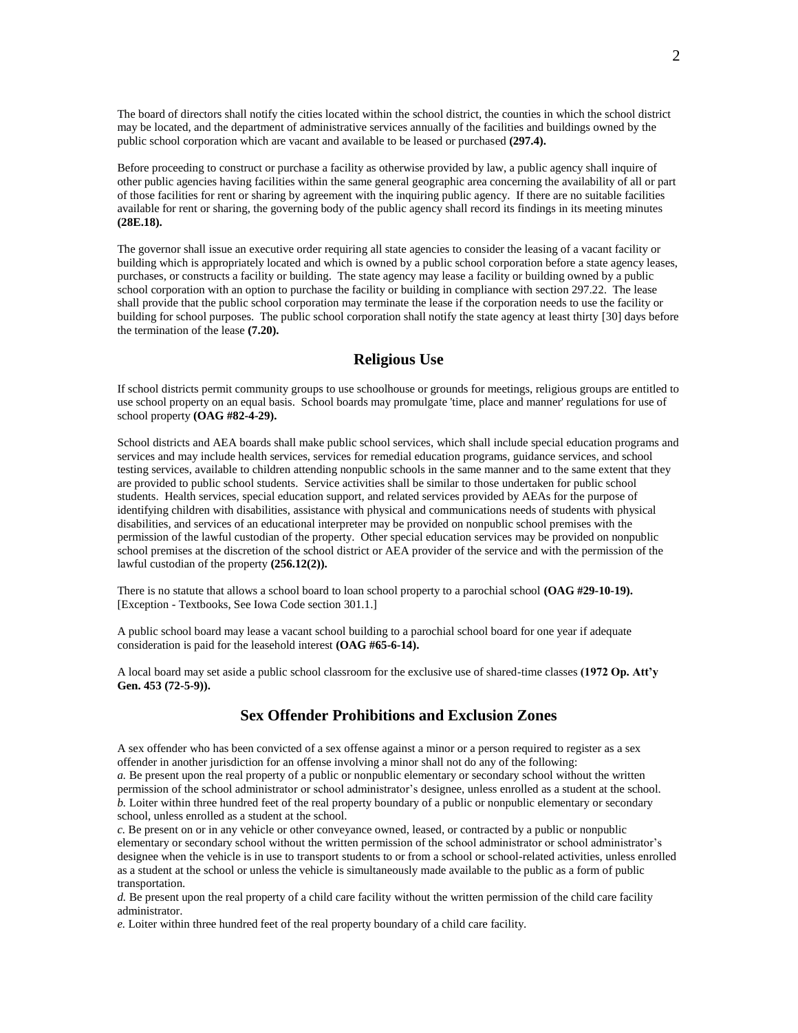The board of directors shall notify the cities located within the school district, the counties in which the school district may be located, and the department of administrative services annually of the facilities and buildings owned by the public school corporation which are vacant and available to be leased or purchased **(297.4).**

Before proceeding to construct or purchase a facility as otherwise provided by law, a public agency shall inquire of other public agencies having facilities within the same general geographic area concerning the availability of all or part of those facilities for rent or sharing by agreement with the inquiring public agency. If there are no suitable facilities available for rent or sharing, the governing body of the public agency shall record its findings in its meeting minutes **(28E.18).**

The governor shall issue an executive order requiring all state agencies to consider the leasing of a vacant facility or building which is appropriately located and which is owned by a public school corporation before a state agency leases, purchases, or constructs a facility or building. The state agency may lease a facility or building owned by a public school corporation with an option to purchase the facility or building in compliance with section 297.22. The lease shall provide that the public school corporation may terminate the lease if the corporation needs to use the facility or building for school purposes. The public school corporation shall notify the state agency at least thirty [30] days before the termination of the lease **(7.20).**

## Religious Use

If school districts permit community groups to use schoolhouse or grounds for meetings, religious groups are entitled to use school property on an equal basis. School boards may promulgate 'time, place and manner' regulations for use of school property **(OAG #82-4-29).**

School districts and AEA boards shall make public school services, which shall include special education programs and services and may include health services, services for remedial education programs, guidance services, and school testing services, available to children attending nonpublic schools in the same manner and to the same extent that they are provided to public school students. Service activities shall be similar to those undertaken for public school students. Health services, special education support, and related services provided by AEAs for the purpose of identifying children with disabilities, assistance with physical and communications needs of students with physical disabilities, and services of an educational interpreter may be provided on nonpublic school premises with the permission of the lawful custodian of the property. Other special education services may be provided on nonpublic school premises at the discretion of the school district or AEA provider of the service and with the permission of the lawful custodian of the property **(256.12(2)).**

There is no statute that allows a school board to loan school property to a parochial school **(OAG #29-10-19).** [Exception - Textbooks, See Iowa Code section 301.1.]

A public school board may lease a vacant school building to a parochial school board for one year if adequate consideration is paid for the leasehold interest **(OAG #65-6-14).**

A local board may set aside a public school classroom for the exclusive use of shared-time classes **(1972 Op. Att'y Gen. 453 (72-5-9)).**

## Sex Offender Prohibitions and Exclusion Zones

A sex offender who has been convicted of a sex offense against a minor or a person required to register as a sex offender in another jurisdiction for an offense involving a minor shall not do any of the following:
*a.* Be present upon the real property of a public or nonpublic elementary or secondary school without the written permission of the school administrator or school administrator's designee, unless enrolled as a student at the school.
*b.* Loiter within three hundred feet of the real property boundary of a public or nonpublic elementary or secondary school, unless enrolled as a student at the school.
*c.* Be present on or in any vehicle or other conveyance owned, leased, or contracted by a public or nonpublic elementary or secondary school without the written permission of the school administrator or school administrator's designee when the vehicle is in use to transport students to or from a school or school-related activities, unless enrolled as a student at the school or unless the vehicle is simultaneously made available to the public as a form of public transportation.
*d.* Be present upon the real property of a child care facility without the written permission of the child care facility administrator.
*e.* Loiter within three hundred feet of the real property boundary of a child care facility.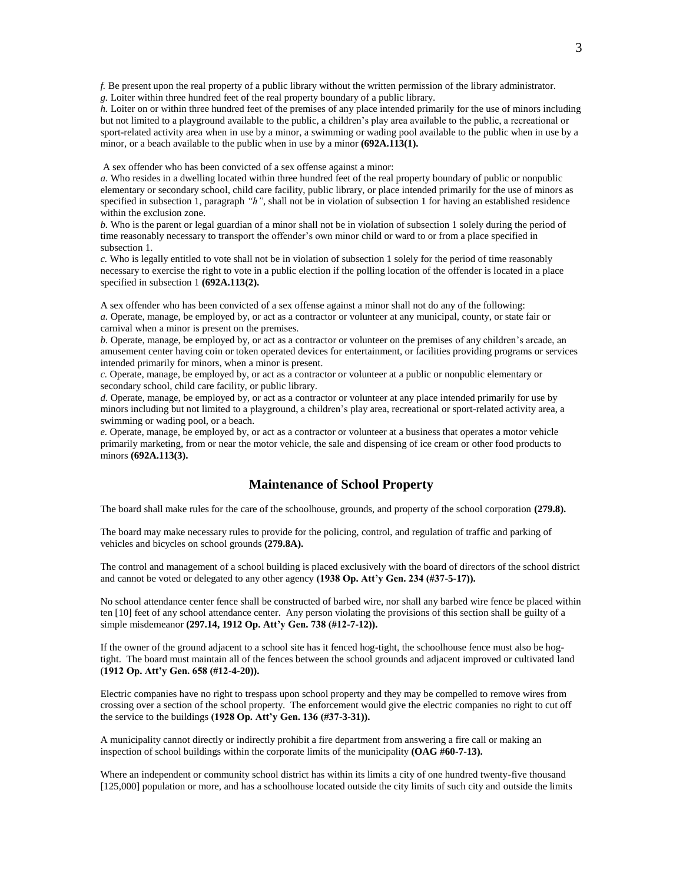*f.* Be present upon the real property of a public library without the written permission of the library administrator.
*g.* Loiter within three hundred feet of the real property boundary of a public library.
*h.* Loiter on or within three hundred feet of the premises of any place intended primarily for the use of minors including but not limited to a playground available to the public, a children's play area available to the public, a recreational or sport-related activity area when in use by a minor, a swimming or wading pool available to the public when in use by a minor, or a beach available to the public when in use by a minor **(692A.113(1).**

A sex offender who has been convicted of a sex offense against a minor:
*a.* Who resides in a dwelling located within three hundred feet of the real property boundary of public or nonpublic elementary or secondary school, child care facility, public library, or place intended primarily for the use of minors as specified in subsection 1, paragraph *"h"*, shall not be in violation of subsection 1 for having an established residence within the exclusion zone.
*b.* Who is the parent or legal guardian of a minor shall not be in violation of subsection 1 solely during the period of time reasonably necessary to transport the offender's own minor child or ward to or from a place specified in subsection 1.
*c.* Who is legally entitled to vote shall not be in violation of subsection 1 solely for the period of time reasonably necessary to exercise the right to vote in a public election if the polling location of the offender is located in a place specified in subsection 1 **(692A.113(2).**

A sex offender who has been convicted of a sex offense against a minor shall not do any of the following:
*a.* Operate, manage, be employed by, or act as a contractor or volunteer at any municipal, county, or state fair or carnival when a minor is present on the premises.
*b.* Operate, manage, be employed by, or act as a contractor or volunteer on the premises of any children's arcade, an amusement center having coin or token operated devices for entertainment, or facilities providing programs or services intended primarily for minors, when a minor is present.
*c.* Operate, manage, be employed by, or act as a contractor or volunteer at a public or nonpublic elementary or secondary school, child care facility, or public library.
*d.* Operate, manage, be employed by, or act as a contractor or volunteer at any place intended primarily for use by minors including but not limited to a playground, a children's play area, recreational or sport-related activity area, a swimming or wading pool, or a beach.
*e.* Operate, manage, be employed by, or act as a contractor or volunteer at a business that operates a motor vehicle primarily marketing, from or near the motor vehicle, the sale and dispensing of ice cream or other food products to minors **(692A.113(3).**

## Maintenance of School Property

The board shall make rules for the care of the schoolhouse, grounds, and property of the school corporation **(279.8).**

The board may make necessary rules to provide for the policing, control, and regulation of traffic and parking of vehicles and bicycles on school grounds **(279.8A).**

The control and management of a school building is placed exclusively with the board of directors of the school district and cannot be voted or delegated to any other agency **(1938 Op. Att'y Gen. 234 (#37-5-17)).**

No school attendance center fence shall be constructed of barbed wire, nor shall any barbed wire fence be placed within ten [10] feet of any school attendance center. Any person violating the provisions of this section shall be guilty of a simple misdemeanor **(297.14, 1912 Op. Att'y Gen. 738 (#12-7-12)).**

If the owner of the ground adjacent to a school site has it fenced hog-tight, the schoolhouse fence must also be hog-tight. The board must maintain all of the fences between the school grounds and adjacent improved or cultivated land (**1912 Op. Att'y Gen. 658 (#12-4-20)).**

Electric companies have no right to trespass upon school property and they may be compelled to remove wires from crossing over a section of the school property. The enforcement would give the electric companies no right to cut off the service to the buildings **(1928 Op. Att'y Gen. 136 (#37-3-31)).**

A municipality cannot directly or indirectly prohibit a fire department from answering a fire call or making an inspection of school buildings within the corporate limits of the municipality **(OAG #60-7-13).**

Where an independent or community school district has within its limits a city of one hundred twenty-five thousand [125,000] population or more, and has a schoolhouse located outside the city limits of such city and outside the limits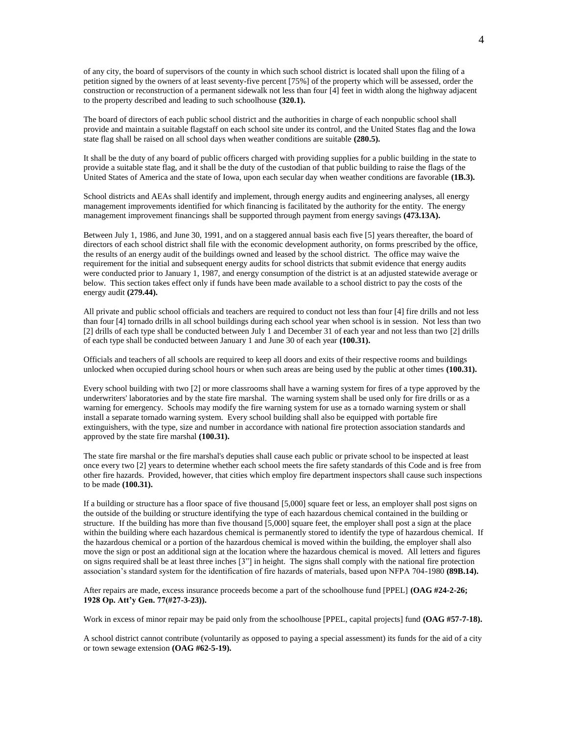of any city, the board of supervisors of the county in which such school district is located shall upon the filing of a petition signed by the owners of at least seventy-five percent [75%] of the property which will be assessed, order the construction or reconstruction of a permanent sidewalk not less than four [4] feet in width along the highway adjacent to the property described and leading to such schoolhouse **(320.1).**

The board of directors of each public school district and the authorities in charge of each nonpublic school shall provide and maintain a suitable flagstaff on each school site under its control, and the United States flag and the Iowa state flag shall be raised on all school days when weather conditions are suitable **(280.5).**

It shall be the duty of any board of public officers charged with providing supplies for a public building in the state to provide a suitable state flag, and it shall be the duty of the custodian of that public building to raise the flags of the United States of America and the state of Iowa, upon each secular day when weather conditions are favorable **(1B.3).**

School districts and AEAs shall identify and implement, through energy audits and engineering analyses, all energy management improvements identified for which financing is facilitated by the authority for the entity. The energy management improvement financings shall be supported through payment from energy savings **(473.13A).**

Between July 1, 1986, and June 30, 1991, and on a staggered annual basis each five [5] years thereafter, the board of directors of each school district shall file with the economic development authority, on forms prescribed by the office, the results of an energy audit of the buildings owned and leased by the school district. The office may waive the requirement for the initial and subsequent energy audits for school districts that submit evidence that energy audits were conducted prior to January 1, 1987, and energy consumption of the district is at an adjusted statewide average or below. This section takes effect only if funds have been made available to a school district to pay the costs of the energy audit **(279.44).**

All private and public school officials and teachers are required to conduct not less than four [4] fire drills and not less than four [4] tornado drills in all school buildings during each school year when school is in session. Not less than two [2] drills of each type shall be conducted between July 1 and December 31 of each year and not less than two [2] drills of each type shall be conducted between January 1 and June 30 of each year **(100.31).**

Officials and teachers of all schools are required to keep all doors and exits of their respective rooms and buildings unlocked when occupied during school hours or when such areas are being used by the public at other times **(100.31).**

Every school building with two [2] or more classrooms shall have a warning system for fires of a type approved by the underwriters' laboratories and by the state fire marshal. The warning system shall be used only for fire drills or as a warning for emergency. Schools may modify the fire warning system for use as a tornado warning system or shall install a separate tornado warning system. Every school building shall also be equipped with portable fire extinguishers, with the type, size and number in accordance with national fire protection association standards and approved by the state fire marshal **(100.31).**

The state fire marshal or the fire marshal's deputies shall cause each public or private school to be inspected at least once every two [2] years to determine whether each school meets the fire safety standards of this Code and is free from other fire hazards. Provided, however, that cities which employ fire department inspectors shall cause such inspections to be made **(100.31).**

If a building or structure has a floor space of five thousand [5,000] square feet or less, an employer shall post signs on the outside of the building or structure identifying the type of each hazardous chemical contained in the building or structure. If the building has more than five thousand [5,000] square feet, the employer shall post a sign at the place within the building where each hazardous chemical is permanently stored to identify the type of hazardous chemical. If the hazardous chemical or a portion of the hazardous chemical is moved within the building, the employer shall also move the sign or post an additional sign at the location where the hazardous chemical is moved. All letters and figures on signs required shall be at least three inches [3"] in height. The signs shall comply with the national fire protection association's standard system for the identification of fire hazards of materials, based upon NFPA 704-1980 **(89B.14).**

After repairs are made, excess insurance proceeds become a part of the schoolhouse fund [PPEL] **(OAG #24-2-26; 1928 Op. Att'y Gen. 77(#27-3-23)).**

Work in excess of minor repair may be paid only from the schoolhouse [PPEL, capital projects] fund **(OAG #57-7-18).**

A school district cannot contribute (voluntarily as opposed to paying a special assessment) its funds for the aid of a city or town sewage extension **(OAG #62-5-19).**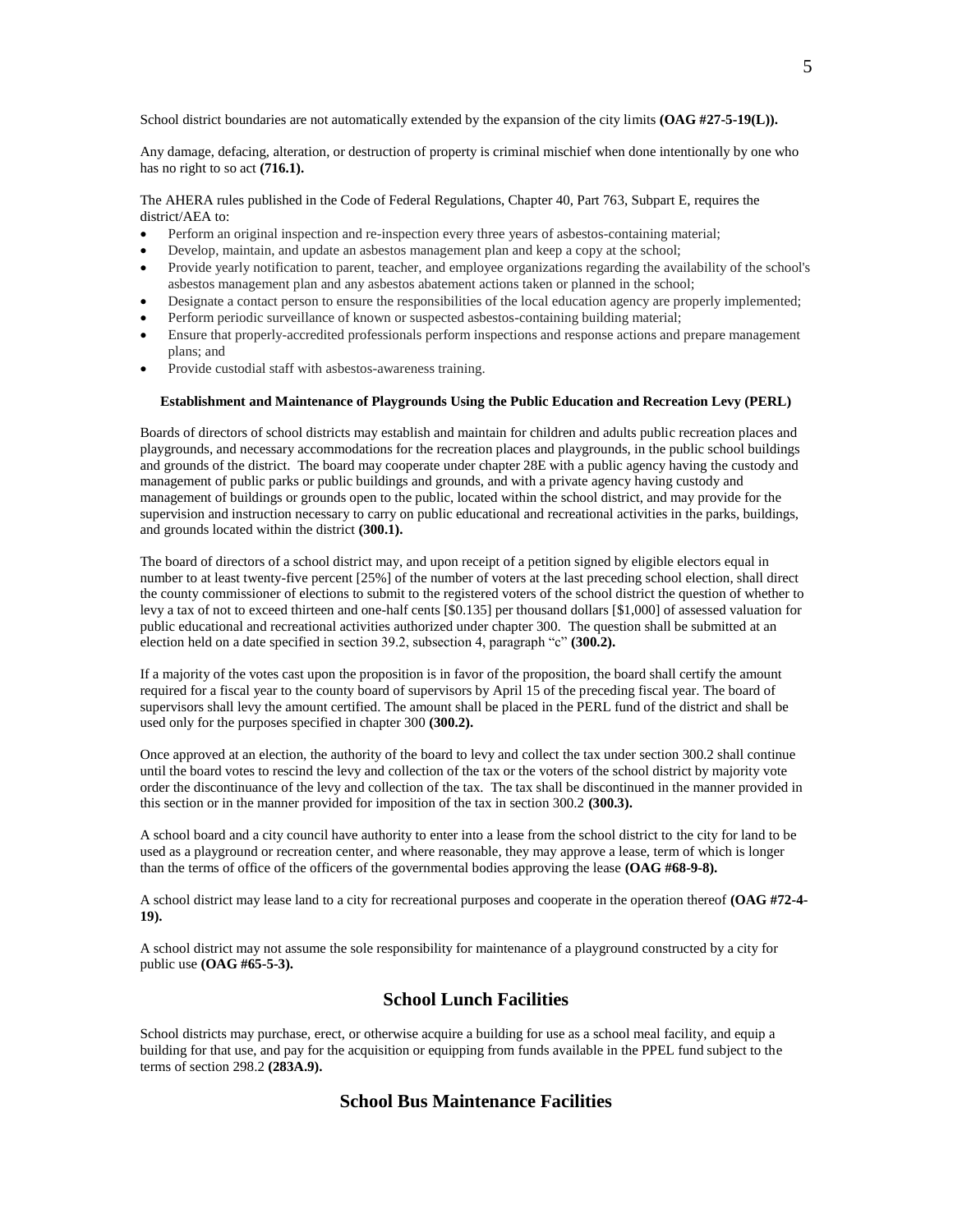School district boundaries are not automatically extended by the expansion of the city limits **(OAG #27-5-19(L)).**

Any damage, defacing, alteration, or destruction of property is criminal mischief when done intentionally by one who has no right to so act **(716.1).**

The AHERA rules published in the Code of Federal Regulations, Chapter 40, Part 763, Subpart E, requires the district/AEA to:

- Perform an original inspection and re-inspection every three years of asbestos-containing material;
- Develop, maintain, and update an asbestos management plan and keep a copy at the school;
- Provide yearly notification to parent, teacher, and employee organizations regarding the availability of the school's asbestos management plan and any asbestos abatement actions taken or planned in the school;
- Designate a contact person to ensure the responsibilities of the local education agency are properly implemented;
- Perform periodic surveillance of known or suspected asbestos-containing building material;
- Ensure that properly-accredited professionals perform inspections and response actions and prepare management plans; and
- Provide custodial staff with asbestos-awareness training.

**Establishment and Maintenance of Playgrounds Using the Public Education and Recreation Levy (PERL)**

Boards of directors of school districts may establish and maintain for children and adults public recreation places and playgrounds, and necessary accommodations for the recreation places and playgrounds, in the public school buildings and grounds of the district. The board may cooperate under chapter 28E with a public agency having the custody and management of public parks or public buildings and grounds, and with a private agency having custody and management of buildings or grounds open to the public, located within the school district, and may provide for the supervision and instruction necessary to carry on public educational and recreational activities in the parks, buildings, and grounds located within the district **(300.1).**

The board of directors of a school district may, and upon receipt of a petition signed by eligible electors equal in number to at least twenty-five percent [25%] of the number of voters at the last preceding school election, shall direct the county commissioner of elections to submit to the registered voters of the school district the question of whether to levy a tax of not to exceed thirteen and one-half cents [$0.135] per thousand dollars [$1,000] of assessed valuation for public educational and recreational activities authorized under chapter 300. The question shall be submitted at an election held on a date specified in section 39.2, subsection 4, paragraph "c" **(300.2).**

If a majority of the votes cast upon the proposition is in favor of the proposition, the board shall certify the amount required for a fiscal year to the county board of supervisors by April 15 of the preceding fiscal year. The board of supervisors shall levy the amount certified. The amount shall be placed in the PERL fund of the district and shall be used only for the purposes specified in chapter 300 **(300.2).**

Once approved at an election, the authority of the board to levy and collect the tax under section 300.2 shall continue until the board votes to rescind the levy and collection of the tax or the voters of the school district by majority vote order the discontinuance of the levy and collection of the tax. The tax shall be discontinued in the manner provided in this section or in the manner provided for imposition of the tax in section 300.2 **(300.3).**

A school board and a city council have authority to enter into a lease from the school district to the city for land to be used as a playground or recreation center, and where reasonable, they may approve a lease, term of which is longer than the terms of office of the officers of the governmental bodies approving the lease **(OAG #68-9-8).**

A school district may lease land to a city for recreational purposes and cooperate in the operation thereof **(OAG #72-4-19).**

A school district may not assume the sole responsibility for maintenance of a playground constructed by a city for public use **(OAG #65-5-3).**

## School Lunch Facilities

School districts may purchase, erect, or otherwise acquire a building for use as a school meal facility, and equip a building for that use, and pay for the acquisition or equipping from funds available in the PPEL fund subject to the terms of section 298.2 **(283A.9).**

## School Bus Maintenance Facilities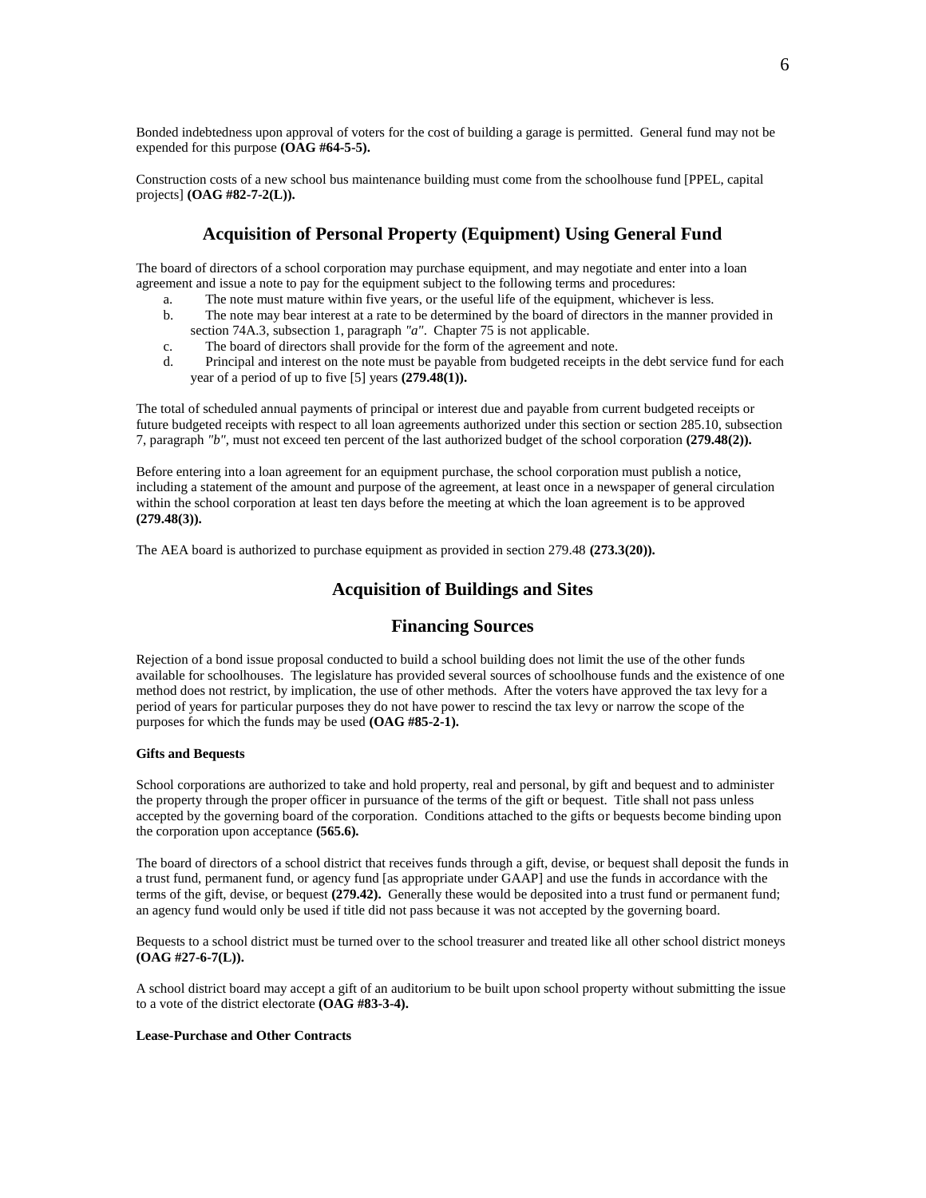Bonded indebtedness upon approval of voters for the cost of building a garage is permitted. General fund may not be expended for this purpose **(OAG #64-5-5).**

Construction costs of a new school bus maintenance building must come from the schoolhouse fund [PPEL, capital projects] **(OAG #82-7-2(L)).**

## Acquisition of Personal Property (Equipment) Using General Fund

The board of directors of a school corporation may purchase equipment, and may negotiate and enter into a loan agreement and issue a note to pay for the equipment subject to the following terms and procedures:

a. The note must mature within five years, or the useful life of the equipment, whichever is less.
b. The note may bear interest at a rate to be determined by the board of directors in the manner provided in section 74A.3, subsection 1, paragraph *"a"*. Chapter 75 is not applicable.
c. The board of directors shall provide for the form of the agreement and note.
d. Principal and interest on the note must be payable from budgeted receipts in the debt service fund for each year of a period of up to five [5] years **(279.48(1)).**

The total of scheduled annual payments of principal or interest due and payable from current budgeted receipts or future budgeted receipts with respect to all loan agreements authorized under this section or section 285.10, subsection 7, paragraph *"b"*, must not exceed ten percent of the last authorized budget of the school corporation **(279.48(2)).**

Before entering into a loan agreement for an equipment purchase, the school corporation must publish a notice, including a statement of the amount and purpose of the agreement, at least once in a newspaper of general circulation within the school corporation at least ten days before the meeting at which the loan agreement is to be approved **(279.48(3)).**

The AEA board is authorized to purchase equipment as provided in section 279.48 **(273.3(20)).**

## Acquisition of Buildings and Sites

## Financing Sources

Rejection of a bond issue proposal conducted to build a school building does not limit the use of the other funds available for schoolhouses. The legislature has provided several sources of schoolhouse funds and the existence of one method does not restrict, by implication, the use of other methods. After the voters have approved the tax levy for a period of years for particular purposes they do not have power to rescind the tax levy or narrow the scope of the purposes for which the funds may be used **(OAG #85-2-1).**

#### Gifts and Bequests

School corporations are authorized to take and hold property, real and personal, by gift and bequest and to administer the property through the proper officer in pursuance of the terms of the gift or bequest. Title shall not pass unless accepted by the governing board of the corporation. Conditions attached to the gifts or bequests become binding upon the corporation upon acceptance **(565.6).**

The board of directors of a school district that receives funds through a gift, devise, or bequest shall deposit the funds in a trust fund, permanent fund, or agency fund [as appropriate under GAAP] and use the funds in accordance with the terms of the gift, devise, or bequest **(279.42).** Generally these would be deposited into a trust fund or permanent fund; an agency fund would only be used if title did not pass because it was not accepted by the governing board.

Bequests to a school district must be turned over to the school treasurer and treated like all other school district moneys **(OAG #27-6-7(L)).**

A school district board may accept a gift of an auditorium to be built upon school property without submitting the issue to a vote of the district electorate **(OAG #83-3-4).**

#### Lease-Purchase and Other Contracts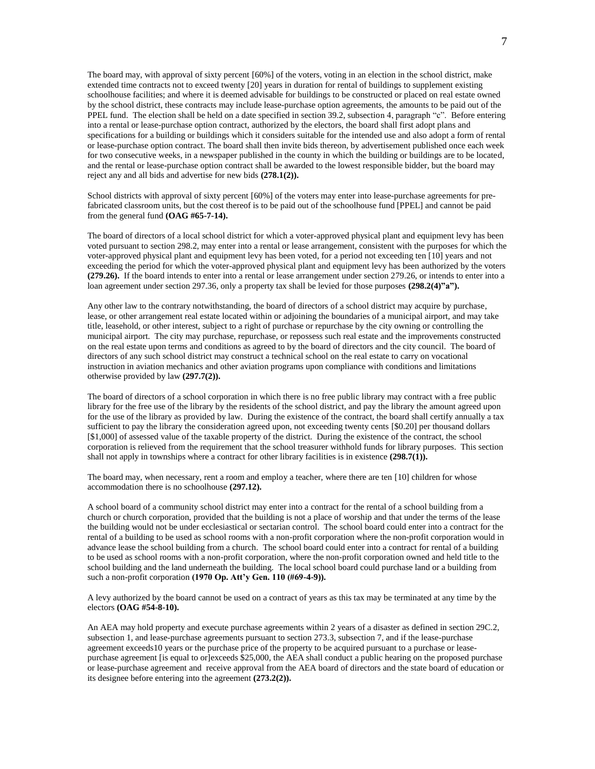The board may, with approval of sixty percent [60%] of the voters, voting in an election in the school district, make extended time contracts not to exceed twenty [20] years in duration for rental of buildings to supplement existing schoolhouse facilities; and where it is deemed advisable for buildings to be constructed or placed on real estate owned by the school district, these contracts may include lease-purchase option agreements, the amounts to be paid out of the PPEL fund. The election shall be held on a date specified in section 39.2, subsection 4, paragraph "c". Before entering into a rental or lease-purchase option contract, authorized by the electors, the board shall first adopt plans and specifications for a building or buildings which it considers suitable for the intended use and also adopt a form of rental or lease-purchase option contract. The board shall then invite bids thereon, by advertisement published once each week for two consecutive weeks, in a newspaper published in the county in which the building or buildings are to be located, and the rental or lease-purchase option contract shall be awarded to the lowest responsible bidder, but the board may reject any and all bids and advertise for new bids **(278.1(2)).**

School districts with approval of sixty percent [60%] of the voters may enter into lease-purchase agreements for pre-fabricated classroom units, but the cost thereof is to be paid out of the schoolhouse fund [PPEL] and cannot be paid from the general fund **(OAG #65-7-14).**

The board of directors of a local school district for which a voter-approved physical plant and equipment levy has been voted pursuant to section 298.2, may enter into a rental or lease arrangement, consistent with the purposes for which the voter-approved physical plant and equipment levy has been voted, for a period not exceeding ten [10] years and not exceeding the period for which the voter-approved physical plant and equipment levy has been authorized by the voters **(279.26).** If the board intends to enter into a rental or lease arrangement under section 279.26, or intends to enter into a loan agreement under section 297.36, only a property tax shall be levied for those purposes **(298.2(4)"a").**

Any other law to the contrary notwithstanding, the board of directors of a school district may acquire by purchase, lease, or other arrangement real estate located within or adjoining the boundaries of a municipal airport, and may take title, leasehold, or other interest, subject to a right of purchase or repurchase by the city owning or controlling the municipal airport. The city may purchase, repurchase, or repossess such real estate and the improvements constructed on the real estate upon terms and conditions as agreed to by the board of directors and the city council. The board of directors of any such school district may construct a technical school on the real estate to carry on vocational instruction in aviation mechanics and other aviation programs upon compliance with conditions and limitations otherwise provided by law **(297.7(2)).**

The board of directors of a school corporation in which there is no free public library may contract with a free public library for the free use of the library by the residents of the school district, and pay the library the amount agreed upon for the use of the library as provided by law. During the existence of the contract, the board shall certify annually a tax sufficient to pay the library the consideration agreed upon, not exceeding twenty cents [$0.20] per thousand dollars [$1,000] of assessed value of the taxable property of the district. During the existence of the contract, the school corporation is relieved from the requirement that the school treasurer withhold funds for library purposes. This section shall not apply in townships where a contract for other library facilities is in existence **(298.7(1)).**

The board may, when necessary, rent a room and employ a teacher, where there are ten [10] children for whose accommodation there is no schoolhouse **(297.12).**

A school board of a community school district may enter into a contract for the rental of a school building from a church or church corporation, provided that the building is not a place of worship and that under the terms of the lease the building would not be under ecclesiastical or sectarian control. The school board could enter into a contract for the rental of a building to be used as school rooms with a non-profit corporation where the non-profit corporation would in advance lease the school building from a church. The school board could enter into a contract for rental of a building to be used as school rooms with a non-profit corporation, where the non-profit corporation owned and held title to the school building and the land underneath the building. The local school board could purchase land or a building from such a non-profit corporation **(1970 Op. Att'y Gen. 110 (#69-4-9)).**

A levy authorized by the board cannot be used on a contract of years as this tax may be terminated at any time by the electors **(OAG #54-8-10).**

An AEA may hold property and execute purchase agreements within 2 years of a disaster as defined in section 29C.2, subsection 1, and lease-purchase agreements pursuant to section 273.3, subsection 7, and if the lease-purchase agreement exceeds10 years or the purchase price of the property to be acquired pursuant to a purchase or lease-purchase agreement [is equal to or]exceeds $25,000, the AEA shall conduct a public hearing on the proposed purchase or lease-purchase agreement and receive approval from the AEA board of directors and the state board of education or its designee before entering into the agreement **(273.2(2)).**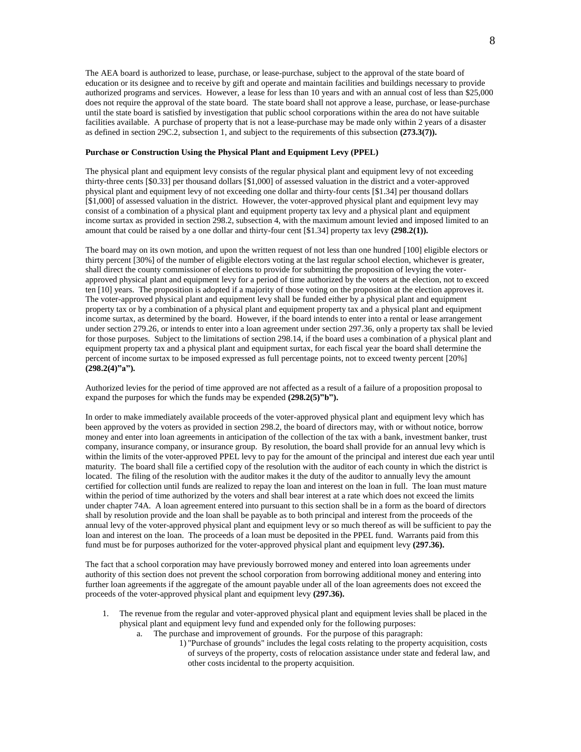The AEA board is authorized to lease, purchase, or lease-purchase, subject to the approval of the state board of education or its designee and to receive by gift and operate and maintain facilities and buildings necessary to provide authorized programs and services. However, a lease for less than 10 years and with an annual cost of less than $25,000 does not require the approval of the state board. The state board shall not approve a lease, purchase, or lease-purchase until the state board is satisfied by investigation that public school corporations within the area do not have suitable facilities available. A purchase of property that is not a lease-purchase may be made only within 2 years of a disaster as defined in section 29C.2, subsection 1, and subject to the requirements of this subsection **(273.3(7)).**

**Purchase or Construction Using the Physical Plant and Equipment Levy (PPEL)**

The physical plant and equipment levy consists of the regular physical plant and equipment levy of not exceeding thirty-three cents [$0.33] per thousand dollars [$1,000] of assessed valuation in the district and a voter-approved physical plant and equipment levy of not exceeding one dollar and thirty-four cents [$1.34] per thousand dollars [$1,000] of assessed valuation in the district. However, the voter-approved physical plant and equipment levy may consist of a combination of a physical plant and equipment property tax levy and a physical plant and equipment income surtax as provided in section 298.2, subsection 4, with the maximum amount levied and imposed limited to an amount that could be raised by a one dollar and thirty-four cent [$1.34] property tax levy **(298.2(1)).**

The board may on its own motion, and upon the written request of not less than one hundred [100] eligible electors or thirty percent [30%] of the number of eligible electors voting at the last regular school election, whichever is greater, shall direct the county commissioner of elections to provide for submitting the proposition of levying the voter-approved physical plant and equipment levy for a period of time authorized by the voters at the election, not to exceed ten [10] years. The proposition is adopted if a majority of those voting on the proposition at the election approves it. The voter-approved physical plant and equipment levy shall be funded either by a physical plant and equipment property tax or by a combination of a physical plant and equipment property tax and a physical plant and equipment income surtax, as determined by the board. However, if the board intends to enter into a rental or lease arrangement under section 279.26, or intends to enter into a loan agreement under section 297.36, only a property tax shall be levied for those purposes. Subject to the limitations of section 298.14, if the board uses a combination of a physical plant and equipment property tax and a physical plant and equipment surtax, for each fiscal year the board shall determine the percent of income surtax to be imposed expressed as full percentage points, not to exceed twenty percent [20%] **(298.2(4)"a").**

Authorized levies for the period of time approved are not affected as a result of a failure of a proposition proposal to expand the purposes for which the funds may be expended **(298.2(5)"b").**

In order to make immediately available proceeds of the voter-approved physical plant and equipment levy which has been approved by the voters as provided in section 298.2, the board of directors may, with or without notice, borrow money and enter into loan agreements in anticipation of the collection of the tax with a bank, investment banker, trust company, insurance company, or insurance group. By resolution, the board shall provide for an annual levy which is within the limits of the voter-approved PPEL levy to pay for the amount of the principal and interest due each year until maturity. The board shall file a certified copy of the resolution with the auditor of each county in which the district is located. The filing of the resolution with the auditor makes it the duty of the auditor to annually levy the amount certified for collection until funds are realized to repay the loan and interest on the loan in full. The loan must mature within the period of time authorized by the voters and shall bear interest at a rate which does not exceed the limits under chapter 74A. A loan agreement entered into pursuant to this section shall be in a form as the board of directors shall by resolution provide and the loan shall be payable as to both principal and interest from the proceeds of the annual levy of the voter-approved physical plant and equipment levy or so much thereof as will be sufficient to pay the loan and interest on the loan. The proceeds of a loan must be deposited in the PPEL fund. Warrants paid from this fund must be for purposes authorized for the voter-approved physical plant and equipment levy **(297.36).**

The fact that a school corporation may have previously borrowed money and entered into loan agreements under authority of this section does not prevent the school corporation from borrowing additional money and entering into further loan agreements if the aggregate of the amount payable under all of the loan agreements does not exceed the proceeds of the voter-approved physical plant and equipment levy **(297.36).**

1. The revenue from the regular and voter-approved physical plant and equipment levies shall be placed in the physical plant and equipment levy fund and expended only for the following purposes:
    a. The purchase and improvement of grounds. For the purpose of this paragraph:
        1) "Purchase of grounds" includes the legal costs relating to the property acquisition, costs of surveys of the property, costs of relocation assistance under state and federal law, and other costs incidental to the property acquisition.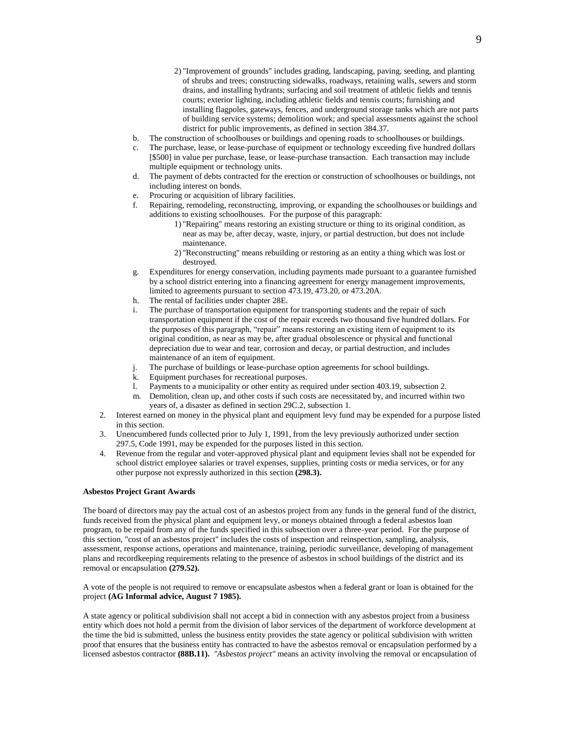2) "Improvement of grounds" includes grading, landscaping, paving, seeding, and planting of shrubs and trees; constructing sidewalks, roadways, retaining walls, sewers and storm drains, and installing hydrants; surfacing and soil treatment of athletic fields and tennis courts; exterior lighting, including athletic fields and tennis courts; furnishing and installing flagpoles, gateways, fences, and underground storage tanks which are not parts of building service systems; demolition work; and special assessments against the school district for public improvements, as defined in section 384.37.

b. The construction of schoolhouses or buildings and opening roads to schoolhouses or buildings.

c. The purchase, lease, or lease-purchase of equipment or technology exceeding five hundred dollars [$500] in value per purchase, lease, or lease-purchase transaction. Each transaction may include multiple equipment or technology units.

d. The payment of debts contracted for the erection or construction of schoolhouses or buildings, not including interest on bonds.

e. Procuring or acquisition of library facilities.

f. Repairing, remodeling, reconstructing, improving, or expanding the schoolhouses or buildings and additions to existing schoolhouses. For the purpose of this paragraph:

1) "Repairing" means restoring an existing structure or thing to its original condition, as near as may be, after decay, waste, injury, or partial destruction, but does not include maintenance.

2) "Reconstructing" means rebuilding or restoring as an entity a thing which was lost or destroyed.

g. Expenditures for energy conservation, including payments made pursuant to a guarantee furnished by a school district entering into a financing agreement for energy management improvements, limited to agreements pursuant to section 473.19, 473.20, or 473.20A.

h. The rental of facilities under chapter 28E.

i. The purchase of transportation equipment for transporting students and the repair of such transportation equipment if the cost of the repair exceeds two thousand five hundred dollars. For the purposes of this paragraph, "repair" means restoring an existing item of equipment to its original condition, as near as may be, after gradual obsolescence or physical and functional depreciation due to wear and tear, corrosion and decay, or partial destruction, and includes maintenance of an item of equipment.

j. The purchase of buildings or lease-purchase option agreements for school buildings.

k. Equipment purchases for recreational purposes.

l. Payments to a municipality or other entity as required under section 403.19, subsection 2.

m. Demolition, clean up, and other costs if such costs are necessitated by, and incurred within two years of, a disaster as defined in section 29C.2, subsection 1.

2. Interest earned on money in the physical plant and equipment levy fund may be expended for a purpose listed in this section.

3. Unencumbered funds collected prior to July 1, 1991, from the levy previously authorized under section 297.5, Code 1991, may be expended for the purposes listed in this section.

4. Revenue from the regular and voter-approved physical plant and equipment levies shall not be expended for school district employee salaries or travel expenses, supplies, printing costs or media services, or for any other purpose not expressly authorized in this section **(298.3).**

**Asbestos Project Grant Awards**

The board of directors may pay the actual cost of an asbestos project from any funds in the general fund of the district, funds received from the physical plant and equipment levy, or moneys obtained through a federal asbestos loan program, to be repaid from any of the funds specified in this subsection over a three-year period. For the purpose of this section, "cost of an asbestos project" includes the costs of inspection and reinspection, sampling, analysis, assessment, response actions, operations and maintenance, training, periodic surveillance, developing of management plans and recordkeeping requirements relating to the presence of asbestos in school buildings of the district and its removal or encapsulation **(279.52).**

A vote of the people is not required to remove or encapsulate asbestos when a federal grant or loan is obtained for the project **(AG Informal advice, August 7 1985).**

A state agency or political subdivision shall not accept a bid in connection with any asbestos project from a business entity which does not hold a permit from the division of labor services of the department of workforce development at the time the bid is submitted, unless the business entity provides the state agency or political subdivision with written proof that ensures that the business entity has contracted to have the asbestos removal or encapsulation performed by a licensed asbestos contractor **(88B.11).** *"Asbestos project"* means an activity involving the removal or encapsulation of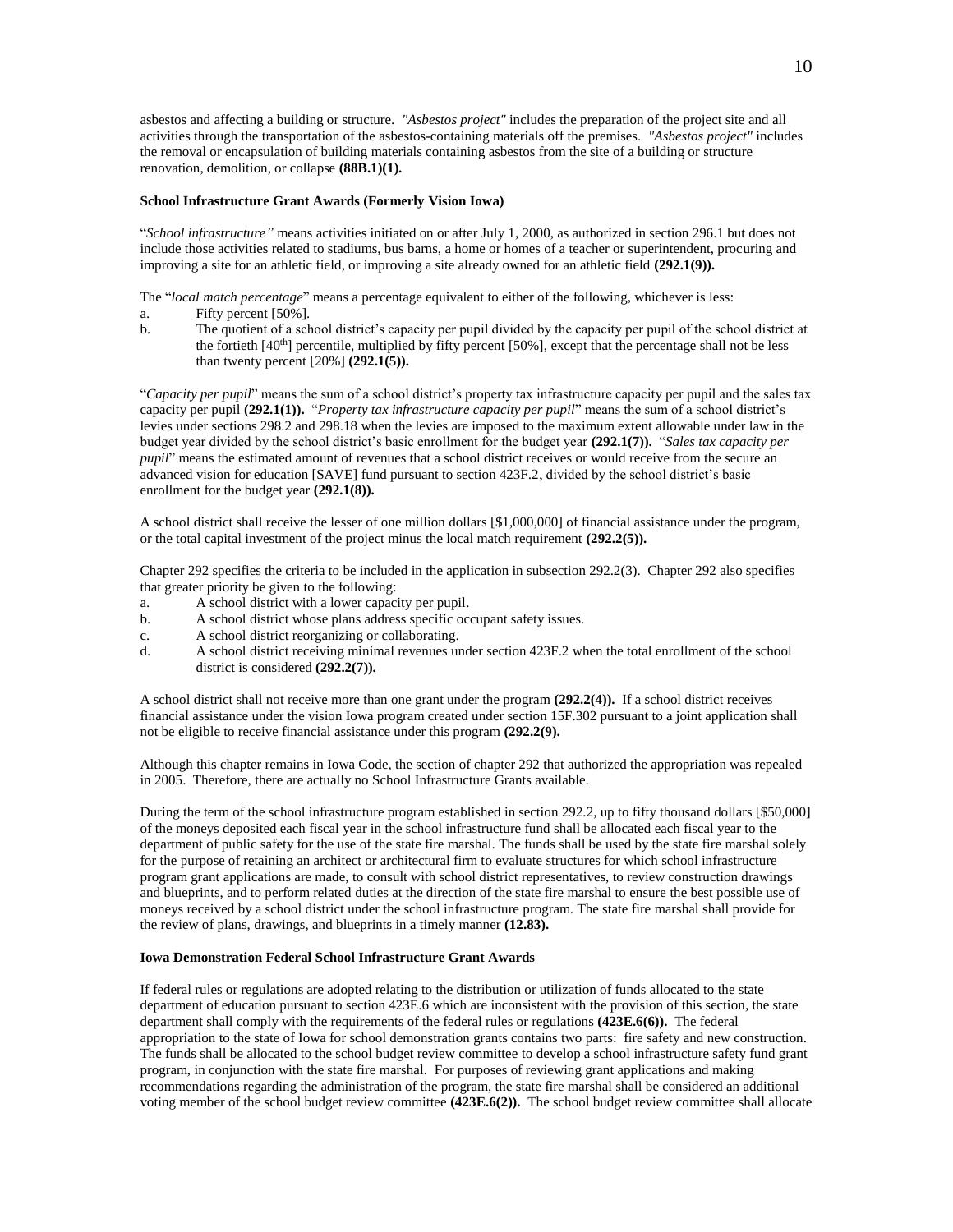asbestos and affecting a building or structure. *"Asbestos project"* includes the preparation of the project site and all activities through the transportation of the asbestos-containing materials off the premises. *"Asbestos project"* includes the removal or encapsulation of building materials containing asbestos from the site of a building or structure renovation, demolition, or collapse **(88B.1)(1).**

**School Infrastructure Grant Awards (Formerly Vision Iowa)**

"*School infrastructure"* means activities initiated on or after July 1, 2000, as authorized in section 296.1 but does not include those activities related to stadiums, bus barns, a home or homes of a teacher or superintendent, procuring and improving a site for an athletic field, or improving a site already owned for an athletic field **(292.1(9)).**

The "*local match percentage*" means a percentage equivalent to either of the following, whichever is less:

a. Fifty percent [50%].
b. The quotient of a school district's capacity per pupil divided by the capacity per pupil of the school district at the fortieth [40th] percentile, multiplied by fifty percent [50%], except that the percentage shall not be less than twenty percent [20%] **(292.1(5)).**

"*Capacity per pupil*" means the sum of a school district's property tax infrastructure capacity per pupil and the sales tax capacity per pupil **(292.1(1)).** "*Property tax infrastructure capacity per pupil*" means the sum of a school district's levies under sections 298.2 and 298.18 when the levies are imposed to the maximum extent allowable under law in the budget year divided by the school district's basic enrollment for the budget year **(292.1(7)).** "*Sales tax capacity per pupil*" means the estimated amount of revenues that a school district receives or would receive from the secure an advanced vision for education [SAVE] fund pursuant to section 423F.2, divided by the school district's basic enrollment for the budget year **(292.1(8)).**

A school district shall receive the lesser of one million dollars [$1,000,000] of financial assistance under the program, or the total capital investment of the project minus the local match requirement **(292.2(5)).**

Chapter 292 specifies the criteria to be included in the application in subsection 292.2(3). Chapter 292 also specifies that greater priority be given to the following:

a. A school district with a lower capacity per pupil.
b. A school district whose plans address specific occupant safety issues.
c. A school district reorganizing or collaborating.
d. A school district receiving minimal revenues under section 423F.2 when the total enrollment of the school district is considered **(292.2(7)).**

A school district shall not receive more than one grant under the program **(292.2(4)).** If a school district receives financial assistance under the vision Iowa program created under section 15F.302 pursuant to a joint application shall not be eligible to receive financial assistance under this program **(292.2(9).**

Although this chapter remains in Iowa Code, the section of chapter 292 that authorized the appropriation was repealed in 2005. Therefore, there are actually no School Infrastructure Grants available.

During the term of the school infrastructure program established in section 292.2, up to fifty thousand dollars [$50,000] of the moneys deposited each fiscal year in the school infrastructure fund shall be allocated each fiscal year to the department of public safety for the use of the state fire marshal. The funds shall be used by the state fire marshal solely for the purpose of retaining an architect or architectural firm to evaluate structures for which school infrastructure program grant applications are made, to consult with school district representatives, to review construction drawings and blueprints, and to perform related duties at the direction of the state fire marshal to ensure the best possible use of moneys received by a school district under the school infrastructure program. The state fire marshal shall provide for the review of plans, drawings, and blueprints in a timely manner **(12.83).**

**Iowa Demonstration Federal School Infrastructure Grant Awards**

If federal rules or regulations are adopted relating to the distribution or utilization of funds allocated to the state department of education pursuant to section 423E.6 which are inconsistent with the provision of this section, the state department shall comply with the requirements of the federal rules or regulations **(423E.6(6)).** The federal appropriation to the state of Iowa for school demonstration grants contains two parts: fire safety and new construction. The funds shall be allocated to the school budget review committee to develop a school infrastructure safety fund grant program, in conjunction with the state fire marshal. For purposes of reviewing grant applications and making recommendations regarding the administration of the program, the state fire marshal shall be considered an additional voting member of the school budget review committee **(423E.6(2)).** The school budget review committee shall allocate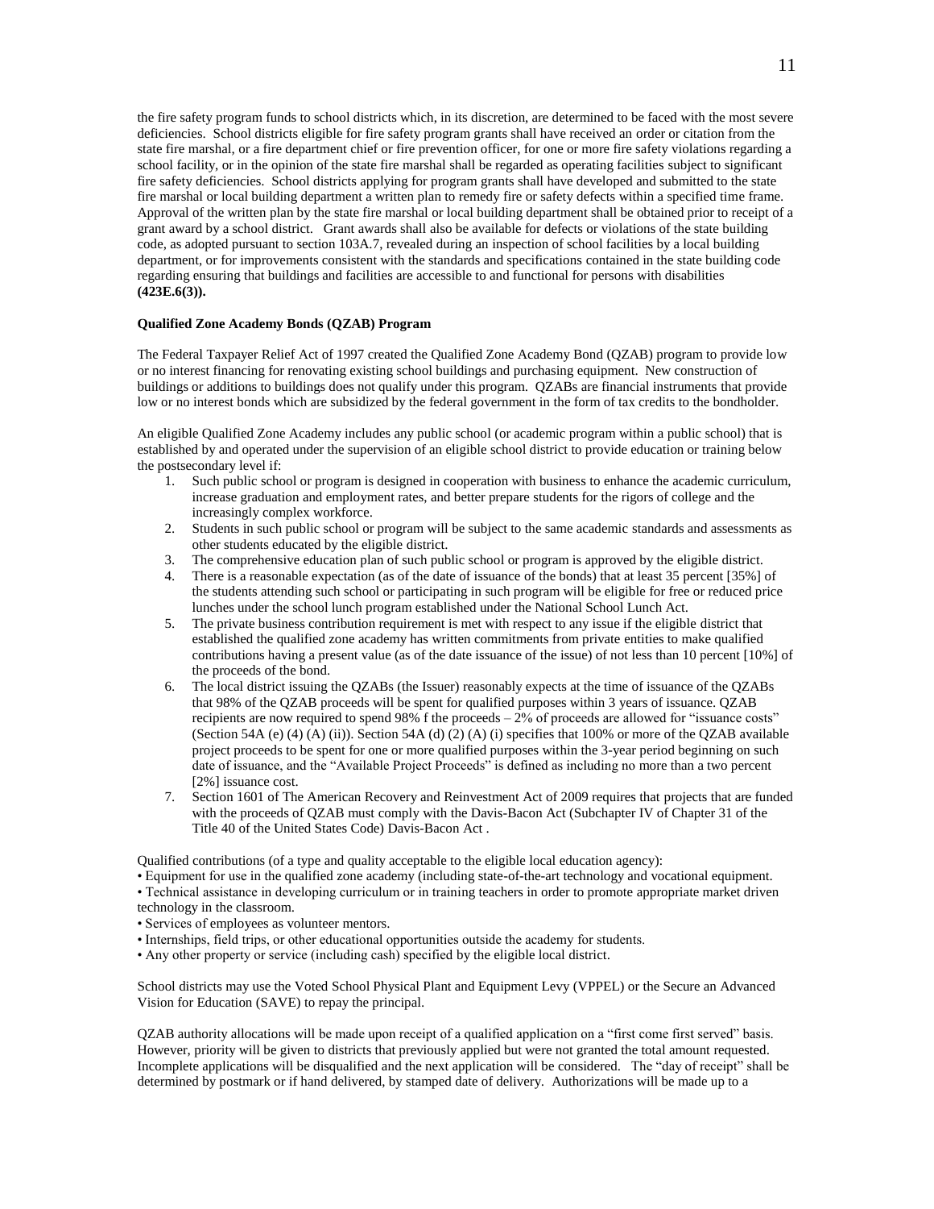the fire safety program funds to school districts which, in its discretion, are determined to be faced with the most severe deficiencies. School districts eligible for fire safety program grants shall have received an order or citation from the state fire marshal, or a fire department chief or fire prevention officer, for one or more fire safety violations regarding a school facility, or in the opinion of the state fire marshal shall be regarded as operating facilities subject to significant fire safety deficiencies. School districts applying for program grants shall have developed and submitted to the state fire marshal or local building department a written plan to remedy fire or safety defects within a specified time frame. Approval of the written plan by the state fire marshal or local building department shall be obtained prior to receipt of a grant award by a school district. Grant awards shall also be available for defects or violations of the state building code, as adopted pursuant to section 103A.7, revealed during an inspection of school facilities by a local building department, or for improvements consistent with the standards and specifications contained in the state building code regarding ensuring that buildings and facilities are accessible to and functional for persons with disabilities **(423E.6(3)).**

**Qualified Zone Academy Bonds (QZAB) Program**

The Federal Taxpayer Relief Act of 1997 created the Qualified Zone Academy Bond (QZAB) program to provide low or no interest financing for renovating existing school buildings and purchasing equipment. New construction of buildings or additions to buildings does not qualify under this program. QZABs are financial instruments that provide low or no interest bonds which are subsidized by the federal government in the form of tax credits to the bondholder.

An eligible Qualified Zone Academy includes any public school (or academic program within a public school) that is established by and operated under the supervision of an eligible school district to provide education or training below the postsecondary level if:

1. Such public school or program is designed in cooperation with business to enhance the academic curriculum, increase graduation and employment rates, and better prepare students for the rigors of college and the increasingly complex workforce.
2. Students in such public school or program will be subject to the same academic standards and assessments as other students educated by the eligible district.
3. The comprehensive education plan of such public school or program is approved by the eligible district.
4. There is a reasonable expectation (as of the date of issuance of the bonds) that at least 35 percent [35%] of the students attending such school or participating in such program will be eligible for free or reduced price lunches under the school lunch program established under the National School Lunch Act.
5. The private business contribution requirement is met with respect to any issue if the eligible district that established the qualified zone academy has written commitments from private entities to make qualified contributions having a present value (as of the date issuance of the issue) of not less than 10 percent [10%] of the proceeds of the bond.
6. The local district issuing the QZABs (the Issuer) reasonably expects at the time of issuance of the QZABs that 98% of the QZAB proceeds will be spent for qualified purposes within 3 years of issuance. QZAB recipients are now required to spend 98% f the proceeds – 2% of proceeds are allowed for "issuance costs" (Section 54A (e) (4) (A) (ii)). Section 54A (d) (2) (A) (i) specifies that 100% or more of the QZAB available project proceeds to be spent for one or more qualified purposes within the 3-year period beginning on such date of issuance, and the "Available Project Proceeds" is defined as including no more than a two percent [2%] issuance cost.
7. Section 1601 of The American Recovery and Reinvestment Act of 2009 requires that projects that are funded with the proceeds of QZAB must comply with the Davis-Bacon Act (Subchapter IV of Chapter 31 of the Title 40 of the United States Code) Davis-Bacon Act .

Qualified contributions (of a type and quality acceptable to the eligible local education agency):

- Equipment for use in the qualified zone academy (including state-of-the-art technology and vocational equipment.
- Technical assistance in developing curriculum or in training teachers in order to promote appropriate market driven technology in the classroom.
- Services of employees as volunteer mentors.
- Internships, field trips, or other educational opportunities outside the academy for students.
- Any other property or service (including cash) specified by the eligible local district.

School districts may use the Voted School Physical Plant and Equipment Levy (VPPEL) or the Secure an Advanced Vision for Education (SAVE) to repay the principal.

QZAB authority allocations will be made upon receipt of a qualified application on a "first come first served" basis. However, priority will be given to districts that previously applied but were not granted the total amount requested. Incomplete applications will be disqualified and the next application will be considered. The "day of receipt" shall be determined by postmark or if hand delivered, by stamped date of delivery. Authorizations will be made up to a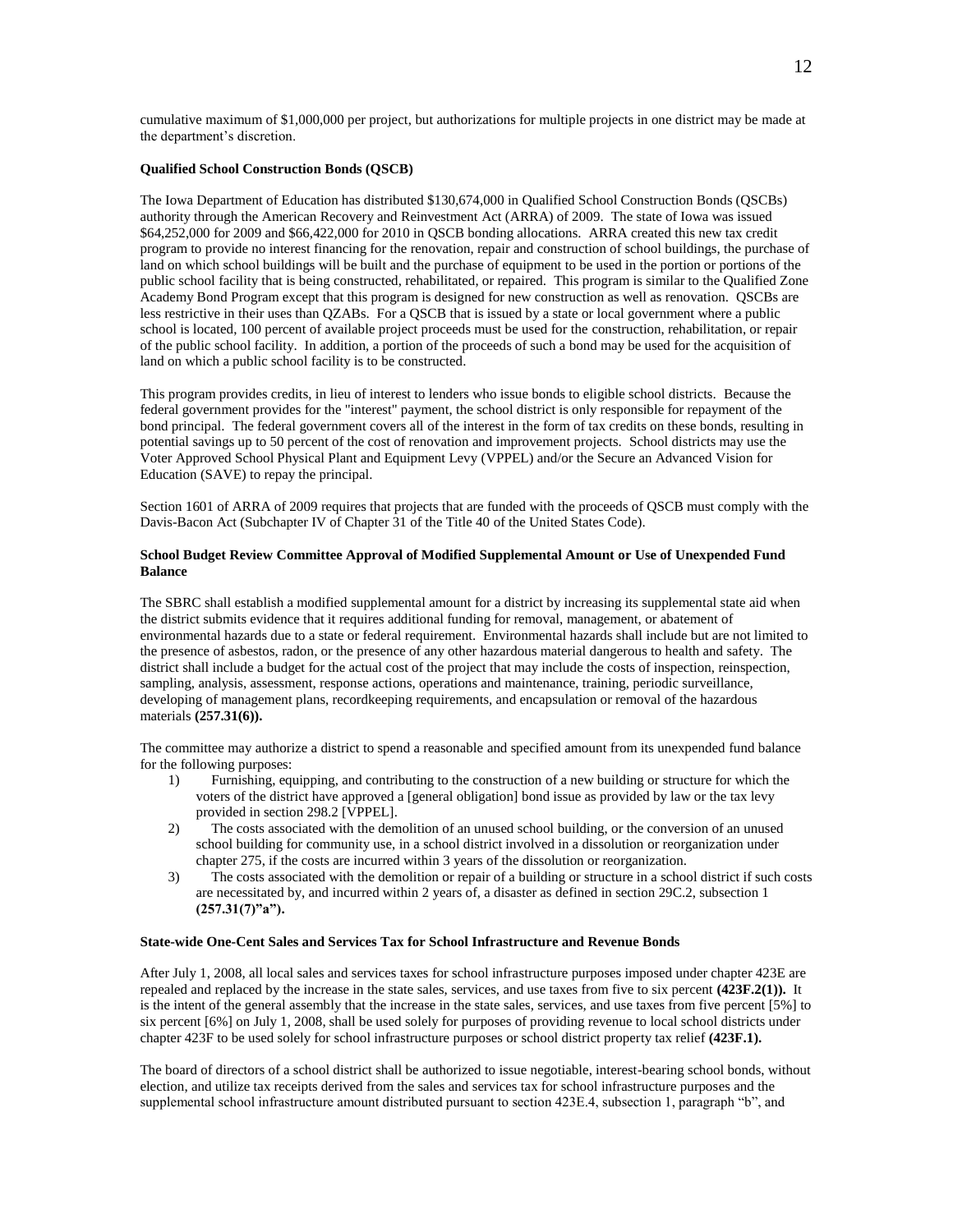cumulative maximum of $1,000,000 per project, but authorizations for multiple projects in one district may be made at the department's discretion.

**Qualified School Construction Bonds (QSCB)**

The Iowa Department of Education has distributed $130,674,000 in Qualified School Construction Bonds (QSCBs) authority through the American Recovery and Reinvestment Act (ARRA) of 2009. The state of Iowa was issued $64,252,000 for 2009 and $66,422,000 for 2010 in QSCB bonding allocations. ARRA created this new tax credit program to provide no interest financing for the renovation, repair and construction of school buildings, the purchase of land on which school buildings will be built and the purchase of equipment to be used in the portion or portions of the public school facility that is being constructed, rehabilitated, or repaired. This program is similar to the Qualified Zone Academy Bond Program except that this program is designed for new construction as well as renovation. QSCBs are less restrictive in their uses than QZABs. For a QSCB that is issued by a state or local government where a public school is located, 100 percent of available project proceeds must be used for the construction, rehabilitation, or repair of the public school facility. In addition, a portion of the proceeds of such a bond may be used for the acquisition of land on which a public school facility is to be constructed.

This program provides credits, in lieu of interest to lenders who issue bonds to eligible school districts. Because the federal government provides for the "interest" payment, the school district is only responsible for repayment of the bond principal. The federal government covers all of the interest in the form of tax credits on these bonds, resulting in potential savings up to 50 percent of the cost of renovation and improvement projects. School districts may use the Voter Approved School Physical Plant and Equipment Levy (VPPEL) and/or the Secure an Advanced Vision for Education (SAVE) to repay the principal.

Section 1601 of ARRA of 2009 requires that projects that are funded with the proceeds of QSCB must comply with the Davis-Bacon Act (Subchapter IV of Chapter 31 of the Title 40 of the United States Code).

**School Budget Review Committee Approval of Modified Supplemental Amount or Use of Unexpended Fund Balance**

The SBRC shall establish a modified supplemental amount for a district by increasing its supplemental state aid when the district submits evidence that it requires additional funding for removal, management, or abatement of environmental hazards due to a state or federal requirement. Environmental hazards shall include but are not limited to the presence of asbestos, radon, or the presence of any other hazardous material dangerous to health and safety. The district shall include a budget for the actual cost of the project that may include the costs of inspection, reinspection, sampling, analysis, assessment, response actions, operations and maintenance, training, periodic surveillance, developing of management plans, recordkeeping requirements, and encapsulation or removal of the hazardous materials **(257.31(6)).**

The committee may authorize a district to spend a reasonable and specified amount from its unexpended fund balance for the following purposes:

1) Furnishing, equipping, and contributing to the construction of a new building or structure for which the voters of the district have approved a [general obligation] bond issue as provided by law or the tax levy provided in section 298.2 [VPPEL].
2) The costs associated with the demolition of an unused school building, or the conversion of an unused school building for community use, in a school district involved in a dissolution or reorganization under chapter 275, if the costs are incurred within 3 years of the dissolution or reorganization.
3) The costs associated with the demolition or repair of a building or structure in a school district if such costs are necessitated by, and incurred within 2 years of, a disaster as defined in section 29C.2, subsection 1 **(257.31(7)"a").**

**State-wide One-Cent Sales and Services Tax for School Infrastructure and Revenue Bonds**

After July 1, 2008, all local sales and services taxes for school infrastructure purposes imposed under chapter 423E are repealed and replaced by the increase in the state sales, services, and use taxes from five to six percent **(423F.2(1)).** It is the intent of the general assembly that the increase in the state sales, services, and use taxes from five percent [5%] to six percent [6%] on July 1, 2008, shall be used solely for purposes of providing revenue to local school districts under chapter 423F to be used solely for school infrastructure purposes or school district property tax relief **(423F.1).**

The board of directors of a school district shall be authorized to issue negotiable, interest-bearing school bonds, without election, and utilize tax receipts derived from the sales and services tax for school infrastructure purposes and the supplemental school infrastructure amount distributed pursuant to section 423E.4, subsection 1, paragraph "b", and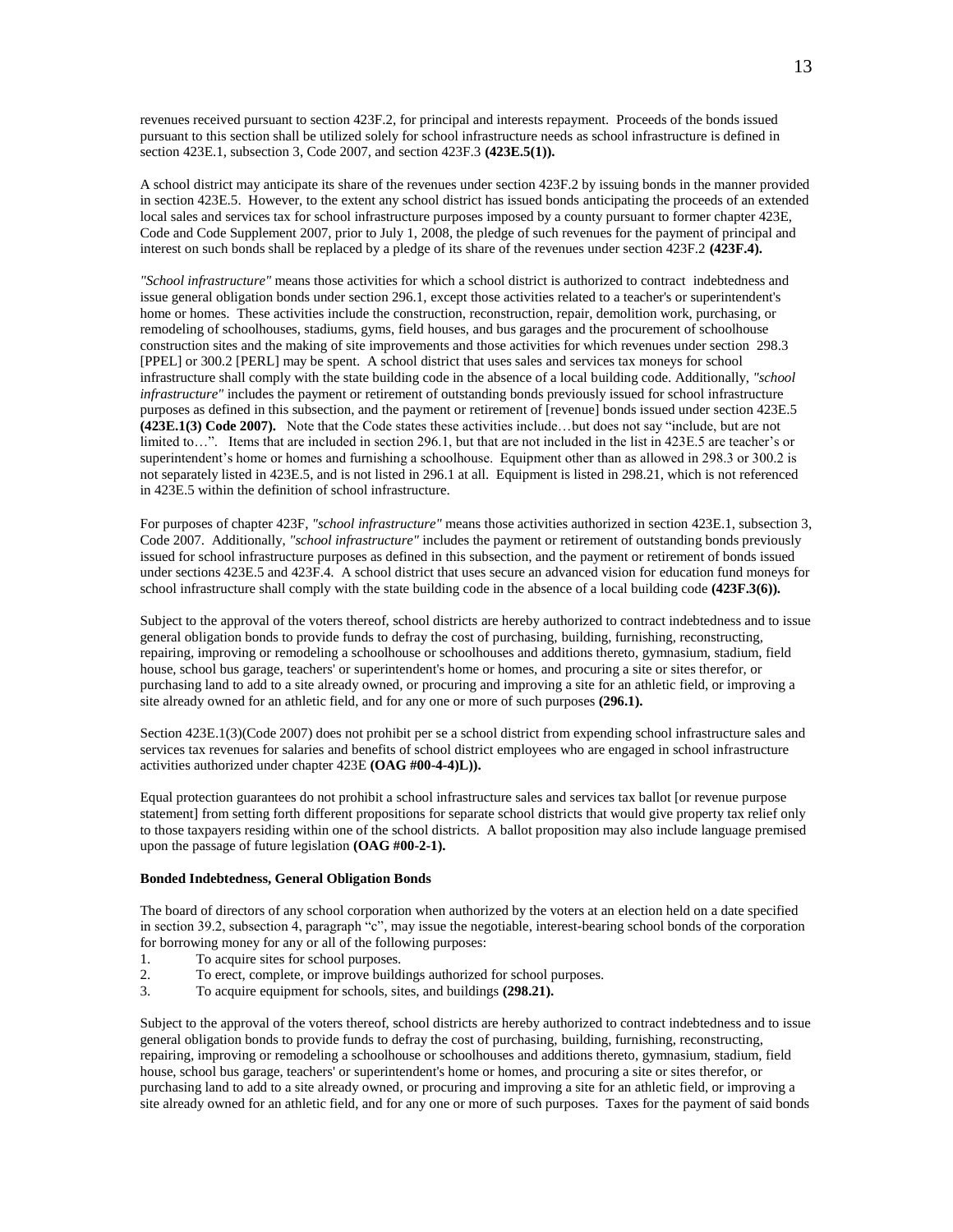revenues received pursuant to section 423F.2, for principal and interests repayment. Proceeds of the bonds issued pursuant to this section shall be utilized solely for school infrastructure needs as school infrastructure is defined in section 423E.1, subsection 3, Code 2007, and section 423F.3 **(423E.5(1)).**

A school district may anticipate its share of the revenues under section 423F.2 by issuing bonds in the manner provided in section 423E.5. However, to the extent any school district has issued bonds anticipating the proceeds of an extended local sales and services tax for school infrastructure purposes imposed by a county pursuant to former chapter 423E, Code and Code Supplement 2007, prior to July 1, 2008, the pledge of such revenues for the payment of principal and interest on such bonds shall be replaced by a pledge of its share of the revenues under section 423F.2 **(423F.4).**

*"School infrastructure"* means those activities for which a school district is authorized to contract indebtedness and issue general obligation bonds under section 296.1, except those activities related to a teacher's or superintendent's home or homes. These activities include the construction, reconstruction, repair, demolition work, purchasing, or remodeling of schoolhouses, stadiums, gyms, field houses, and bus garages and the procurement of schoolhouse construction sites and the making of site improvements and those activities for which revenues under section 298.3 [PPEL] or 300.2 [PERL] may be spent. A school district that uses sales and services tax moneys for school infrastructure shall comply with the state building code in the absence of a local building code. Additionally, *"school infrastructure"* includes the payment or retirement of outstanding bonds previously issued for school infrastructure purposes as defined in this subsection, and the payment or retirement of [revenue] bonds issued under section 423E.5 **(423E.1(3) Code 2007).** Note that the Code states these activities include…but does not say "include, but are not limited to…". Items that are included in section 296.1, but that are not included in the list in 423E.5 are teacher's or superintendent's home or homes and furnishing a schoolhouse. Equipment other than as allowed in 298.3 or 300.2 is not separately listed in 423E.5, and is not listed in 296.1 at all. Equipment is listed in 298.21, which is not referenced in 423E.5 within the definition of school infrastructure.

For purposes of chapter 423F, *"school infrastructure"* means those activities authorized in section 423E.1, subsection 3, Code 2007. Additionally, *"school infrastructure"* includes the payment or retirement of outstanding bonds previously issued for school infrastructure purposes as defined in this subsection, and the payment or retirement of bonds issued under sections 423E.5 and 423F.4. A school district that uses secure an advanced vision for education fund moneys for school infrastructure shall comply with the state building code in the absence of a local building code **(423F.3(6)).**

Subject to the approval of the voters thereof, school districts are hereby authorized to contract indebtedness and to issue general obligation bonds to provide funds to defray the cost of purchasing, building, furnishing, reconstructing, repairing, improving or remodeling a schoolhouse or schoolhouses and additions thereto, gymnasium, stadium, field house, school bus garage, teachers' or superintendent's home or homes, and procuring a site or sites therefor, or purchasing land to add to a site already owned, or procuring and improving a site for an athletic field, or improving a site already owned for an athletic field, and for any one or more of such purposes **(296.1).**

Section 423E.1(3)(Code 2007) does not prohibit per se a school district from expending school infrastructure sales and services tax revenues for salaries and benefits of school district employees who are engaged in school infrastructure activities authorized under chapter 423E **(OAG #00-4-4)L)).**

Equal protection guarantees do not prohibit a school infrastructure sales and services tax ballot [or revenue purpose statement] from setting forth different propositions for separate school districts that would give property tax relief only to those taxpayers residing within one of the school districts. A ballot proposition may also include language premised upon the passage of future legislation **(OAG #00-2-1).**

**Bonded Indebtedness, General Obligation Bonds**

The board of directors of any school corporation when authorized by the voters at an election held on a date specified in section 39.2, subsection 4, paragraph "c", may issue the negotiable, interest-bearing school bonds of the corporation for borrowing money for any or all of the following purposes:

1. To acquire sites for school purposes.
2. To erect, complete, or improve buildings authorized for school purposes.
3. To acquire equipment for schools, sites, and buildings **(298.21).**

Subject to the approval of the voters thereof, school districts are hereby authorized to contract indebtedness and to issue general obligation bonds to provide funds to defray the cost of purchasing, building, furnishing, reconstructing, repairing, improving or remodeling a schoolhouse or schoolhouses and additions thereto, gymnasium, stadium, field house, school bus garage, teachers' or superintendent's home or homes, and procuring a site or sites therefor, or purchasing land to add to a site already owned, or procuring and improving a site for an athletic field, or improving a site already owned for an athletic field, and for any one or more of such purposes. Taxes for the payment of said bonds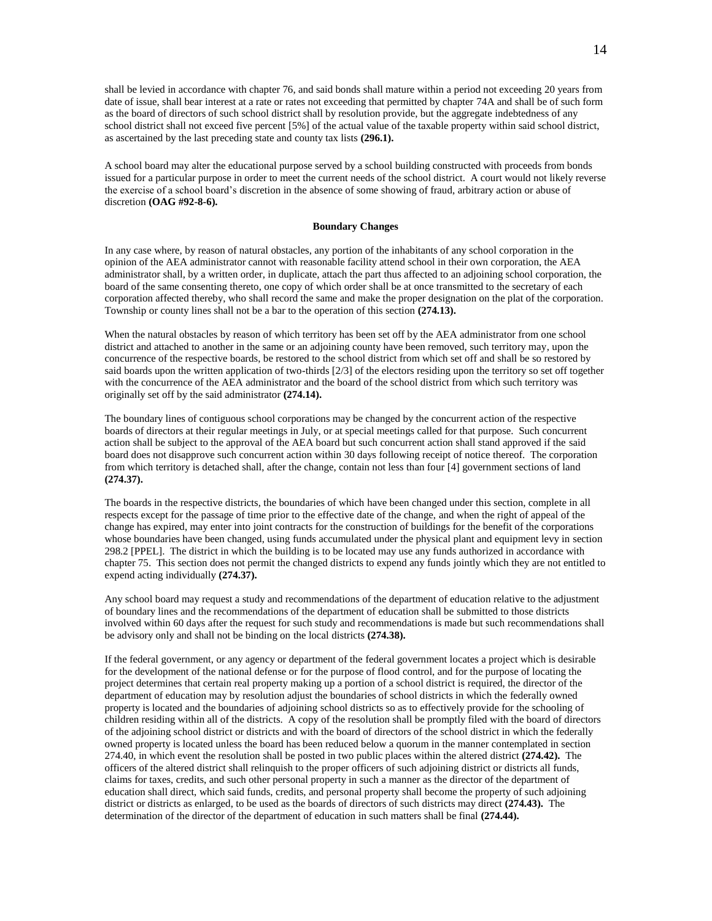shall be levied in accordance with chapter 76, and said bonds shall mature within a period not exceeding 20 years from date of issue, shall bear interest at a rate or rates not exceeding that permitted by chapter 74A and shall be of such form as the board of directors of such school district shall by resolution provide, but the aggregate indebtedness of any school district shall not exceed five percent [5%] of the actual value of the taxable property within said school district, as ascertained by the last preceding state and county tax lists **(296.1).**

A school board may alter the educational purpose served by a school building constructed with proceeds from bonds issued for a particular purpose in order to meet the current needs of the school district. A court would not likely reverse the exercise of a school board's discretion in the absence of some showing of fraud, arbitrary action or abuse of discretion **(OAG #92-8-6).**

**Boundary Changes**

In any case where, by reason of natural obstacles, any portion of the inhabitants of any school corporation in the opinion of the AEA administrator cannot with reasonable facility attend school in their own corporation, the AEA administrator shall, by a written order, in duplicate, attach the part thus affected to an adjoining school corporation, the board of the same consenting thereto, one copy of which order shall be at once transmitted to the secretary of each corporation affected thereby, who shall record the same and make the proper designation on the plat of the corporation. Township or county lines shall not be a bar to the operation of this section **(274.13).**

When the natural obstacles by reason of which territory has been set off by the AEA administrator from one school district and attached to another in the same or an adjoining county have been removed, such territory may, upon the concurrence of the respective boards, be restored to the school district from which set off and shall be so restored by said boards upon the written application of two-thirds [2/3] of the electors residing upon the territory so set off together with the concurrence of the AEA administrator and the board of the school district from which such territory was originally set off by the said administrator **(274.14).**

The boundary lines of contiguous school corporations may be changed by the concurrent action of the respective boards of directors at their regular meetings in July, or at special meetings called for that purpose. Such concurrent action shall be subject to the approval of the AEA board but such concurrent action shall stand approved if the said board does not disapprove such concurrent action within 30 days following receipt of notice thereof. The corporation from which territory is detached shall, after the change, contain not less than four [4] government sections of land **(274.37).**

The boards in the respective districts, the boundaries of which have been changed under this section, complete in all respects except for the passage of time prior to the effective date of the change, and when the right of appeal of the change has expired, may enter into joint contracts for the construction of buildings for the benefit of the corporations whose boundaries have been changed, using funds accumulated under the physical plant and equipment levy in section 298.2 [PPEL]. The district in which the building is to be located may use any funds authorized in accordance with chapter 75. This section does not permit the changed districts to expend any funds jointly which they are not entitled to expend acting individually **(274.37).**

Any school board may request a study and recommendations of the department of education relative to the adjustment of boundary lines and the recommendations of the department of education shall be submitted to those districts involved within 60 days after the request for such study and recommendations is made but such recommendations shall be advisory only and shall not be binding on the local districts **(274.38).**

If the federal government, or any agency or department of the federal government locates a project which is desirable for the development of the national defense or for the purpose of flood control, and for the purpose of locating the project determines that certain real property making up a portion of a school district is required, the director of the department of education may by resolution adjust the boundaries of school districts in which the federally owned property is located and the boundaries of adjoining school districts so as to effectively provide for the schooling of children residing within all of the districts. A copy of the resolution shall be promptly filed with the board of directors of the adjoining school district or districts and with the board of directors of the school district in which the federally owned property is located unless the board has been reduced below a quorum in the manner contemplated in section 274.40, in which event the resolution shall be posted in two public places within the altered district **(274.42).** The officers of the altered district shall relinquish to the proper officers of such adjoining district or districts all funds, claims for taxes, credits, and such other personal property in such a manner as the director of the department of education shall direct, which said funds, credits, and personal property shall become the property of such adjoining district or districts as enlarged, to be used as the boards of directors of such districts may direct **(274.43).** The determination of the director of the department of education in such matters shall be final **(274.44).**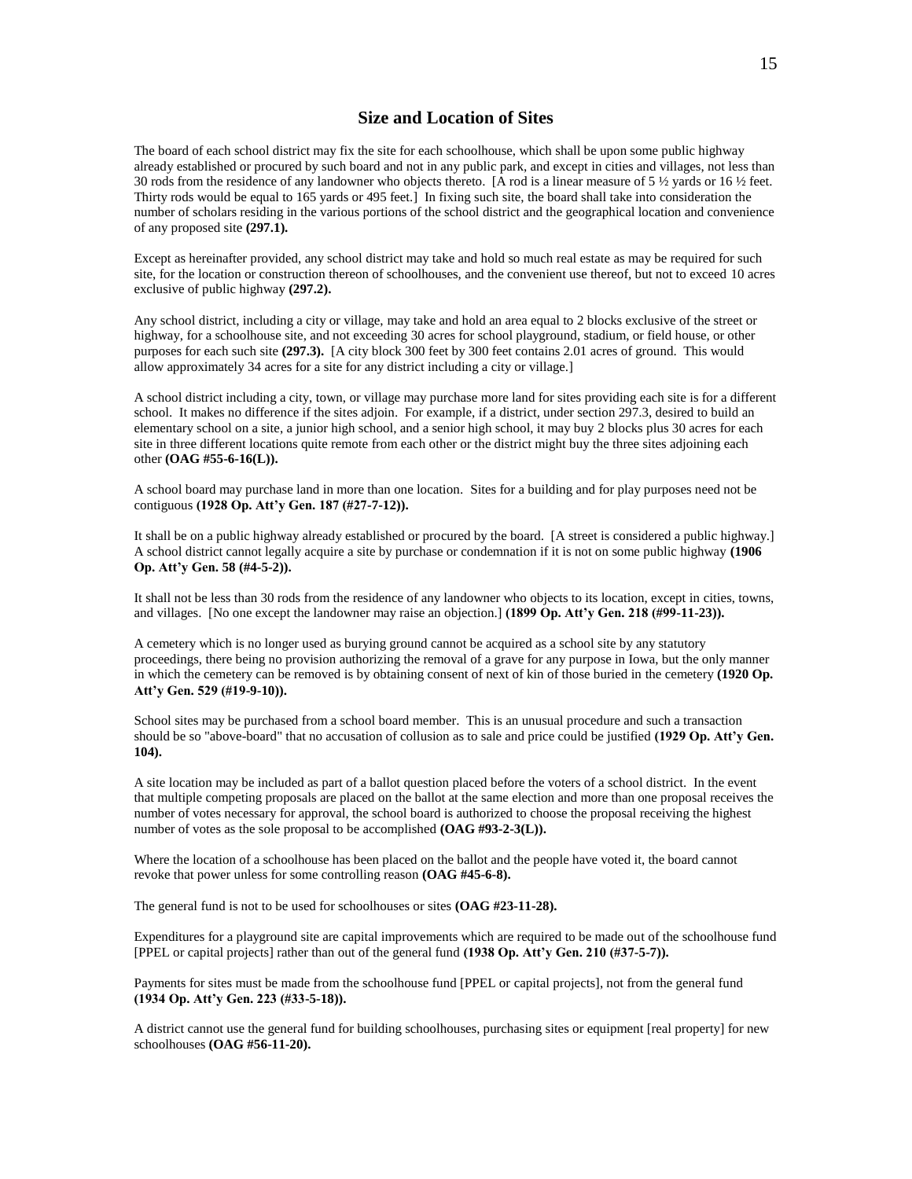## Size and Location of Sites

The board of each school district may fix the site for each schoolhouse, which shall be upon some public highway already established or procured by such board and not in any public park, and except in cities and villages, not less than 30 rods from the residence of any landowner who objects thereto. [A rod is a linear measure of 5 ½ yards or 16 ½ feet. Thirty rods would be equal to 165 yards or 495 feet.] In fixing such site, the board shall take into consideration the number of scholars residing in the various portions of the school district and the geographical location and convenience of any proposed site **(297.1).**

Except as hereinafter provided, any school district may take and hold so much real estate as may be required for such site, for the location or construction thereon of schoolhouses, and the convenient use thereof, but not to exceed 10 acres exclusive of public highway **(297.2).**

Any school district, including a city or village, may take and hold an area equal to 2 blocks exclusive of the street or highway, for a schoolhouse site, and not exceeding 30 acres for school playground, stadium, or field house, or other purposes for each such site **(297.3).** [A city block 300 feet by 300 feet contains 2.01 acres of ground. This would allow approximately 34 acres for a site for any district including a city or village.]

A school district including a city, town, or village may purchase more land for sites providing each site is for a different school. It makes no difference if the sites adjoin. For example, if a district, under section 297.3, desired to build an elementary school on a site, a junior high school, and a senior high school, it may buy 2 blocks plus 30 acres for each site in three different locations quite remote from each other or the district might buy the three sites adjoining each other **(OAG #55-6-16(L)).**

A school board may purchase land in more than one location. Sites for a building and for play purposes need not be contiguous **(1928 Op. Att'y Gen. 187 (#27-7-12)).**

It shall be on a public highway already established or procured by the board. [A street is considered a public highway.] A school district cannot legally acquire a site by purchase or condemnation if it is not on some public highway **(1906 Op. Att'y Gen. 58 (#4-5-2)).**

It shall not be less than 30 rods from the residence of any landowner who objects to its location, except in cities, towns, and villages. [No one except the landowner may raise an objection.] **(1899 Op. Att'y Gen. 218 (#99-11-23)).**

A cemetery which is no longer used as burying ground cannot be acquired as a school site by any statutory proceedings, there being no provision authorizing the removal of a grave for any purpose in Iowa, but the only manner in which the cemetery can be removed is by obtaining consent of next of kin of those buried in the cemetery **(1920 Op. Att'y Gen. 529 (#19-9-10)).**

School sites may be purchased from a school board member. This is an unusual procedure and such a transaction should be so "above-board" that no accusation of collusion as to sale and price could be justified **(1929 Op. Att'y Gen. 104).**

A site location may be included as part of a ballot question placed before the voters of a school district. In the event that multiple competing proposals are placed on the ballot at the same election and more than one proposal receives the number of votes necessary for approval, the school board is authorized to choose the proposal receiving the highest number of votes as the sole proposal to be accomplished **(OAG #93-2-3(L)).**

Where the location of a schoolhouse has been placed on the ballot and the people have voted it, the board cannot revoke that power unless for some controlling reason **(OAG #45-6-8).**

The general fund is not to be used for schoolhouses or sites **(OAG #23-11-28).**

Expenditures for a playground site are capital improvements which are required to be made out of the schoolhouse fund [PPEL or capital projects] rather than out of the general fund **(1938 Op. Att'y Gen. 210 (#37-5-7)).**

Payments for sites must be made from the schoolhouse fund [PPEL or capital projects], not from the general fund **(1934 Op. Att'y Gen. 223 (#33-5-18)).**

A district cannot use the general fund for building schoolhouses, purchasing sites or equipment [real property] for new schoolhouses **(OAG #56-11-20).**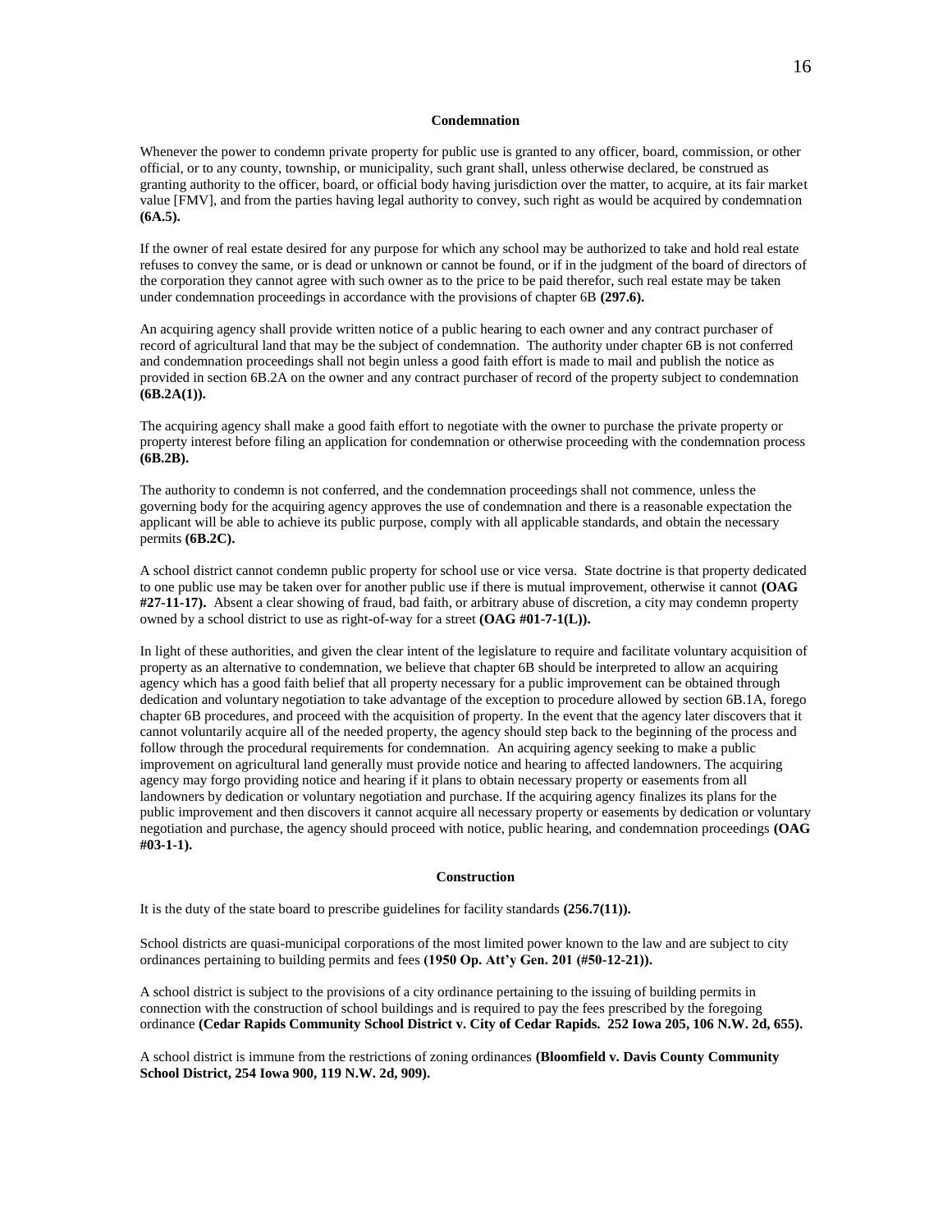## Condemnation

Whenever the power to condemn private property for public use is granted to any officer, board, commission, or other official, or to any county, township, or municipality, such grant shall, unless otherwise declared, be construed as granting authority to the officer, board, or official body having jurisdiction over the matter, to acquire, at its fair market value [FMV], and from the parties having legal authority to convey, such right as would be acquired by condemnation **(6A.5).**

If the owner of real estate desired for any purpose for which any school may be authorized to take and hold real estate refuses to convey the same, or is dead or unknown or cannot be found, or if in the judgment of the board of directors of the corporation they cannot agree with such owner as to the price to be paid therefor, such real estate may be taken under condemnation proceedings in accordance with the provisions of chapter 6B **(297.6).**

An acquiring agency shall provide written notice of a public hearing to each owner and any contract purchaser of record of agricultural land that may be the subject of condemnation. The authority under chapter 6B is not conferred and condemnation proceedings shall not begin unless a good faith effort is made to mail and publish the notice as provided in section 6B.2A on the owner and any contract purchaser of record of the property subject to condemnation **(6B.2A(1)).**

The acquiring agency shall make a good faith effort to negotiate with the owner to purchase the private property or property interest before filing an application for condemnation or otherwise proceeding with the condemnation process **(6B.2B).**

The authority to condemn is not conferred, and the condemnation proceedings shall not commence, unless the governing body for the acquiring agency approves the use of condemnation and there is a reasonable expectation the applicant will be able to achieve its public purpose, comply with all applicable standards, and obtain the necessary permits **(6B.2C).**

A school district cannot condemn public property for school use or vice versa. State doctrine is that property dedicated to one public use may be taken over for another public use if there is mutual improvement, otherwise it cannot **(OAG #27-11-17).** Absent a clear showing of fraud, bad faith, or arbitrary abuse of discretion, a city may condemn property owned by a school district to use as right-of-way for a street **(OAG #01-7-1(L)).**

In light of these authorities, and given the clear intent of the legislature to require and facilitate voluntary acquisition of property as an alternative to condemnation, we believe that chapter 6B should be interpreted to allow an acquiring agency which has a good faith belief that all property necessary for a public improvement can be obtained through dedication and voluntary negotiation to take advantage of the exception to procedure allowed by section 6B.1A, forego chapter 6B procedures, and proceed with the acquisition of property. In the event that the agency later discovers that it cannot voluntarily acquire all of the needed property, the agency should step back to the beginning of the process and follow through the procedural requirements for condemnation. An acquiring agency seeking to make a public improvement on agricultural land generally must provide notice and hearing to affected landowners. The acquiring agency may forgo providing notice and hearing if it plans to obtain necessary property or easements from all landowners by dedication or voluntary negotiation and purchase. If the acquiring agency finalizes its plans for the public improvement and then discovers it cannot acquire all necessary property or easements by dedication or voluntary negotiation and purchase, the agency should proceed with notice, public hearing, and condemnation proceedings **(OAG #03-1-1).**

## Construction

It is the duty of the state board to prescribe guidelines for facility standards **(256.7(11)).**

School districts are quasi-municipal corporations of the most limited power known to the law and are subject to city ordinances pertaining to building permits and fees **(1950 Op. Att'y Gen. 201 (#50-12-21)).**

A school district is subject to the provisions of a city ordinance pertaining to the issuing of building permits in connection with the construction of school buildings and is required to pay the fees prescribed by the foregoing ordinance **(Cedar Rapids Community School District v. City of Cedar Rapids. 252 Iowa 205, 106 N.W. 2d, 655).**

A school district is immune from the restrictions of zoning ordinances **(Bloomfield v. Davis County Community School District, 254 Iowa 900, 119 N.W. 2d, 909).**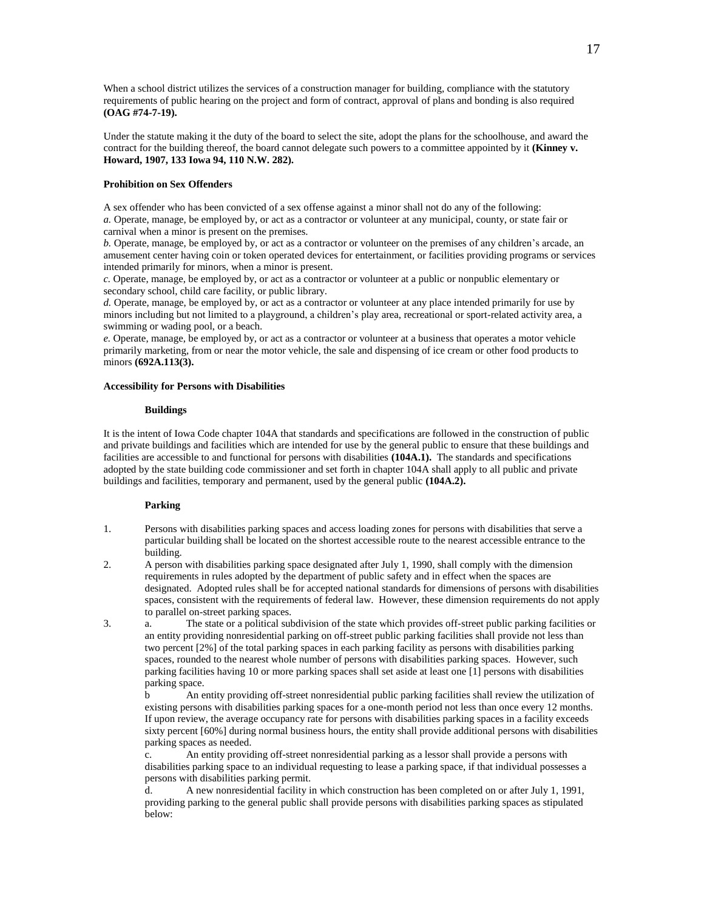When a school district utilizes the services of a construction manager for building, compliance with the statutory requirements of public hearing on the project and form of contract, approval of plans and bonding is also required **(OAG #74-7-19).**

Under the statute making it the duty of the board to select the site, adopt the plans for the schoolhouse, and award the contract for the building thereof, the board cannot delegate such powers to a committee appointed by it **(Kinney v. Howard, 1907, 133 Iowa 94, 110 N.W. 282).**

**Prohibition on Sex Offenders**

A sex offender who has been convicted of a sex offense against a minor shall not do any of the following:
*a.* Operate, manage, be employed by, or act as a contractor or volunteer at any municipal, county, or state fair or carnival when a minor is present on the premises.
*b.* Operate, manage, be employed by, or act as a contractor or volunteer on the premises of any children's arcade, an amusement center having coin or token operated devices for entertainment, or facilities providing programs or services intended primarily for minors, when a minor is present.
*c.* Operate, manage, be employed by, or act as a contractor or volunteer at a public or nonpublic elementary or secondary school, child care facility, or public library.
*d.* Operate, manage, be employed by, or act as a contractor or volunteer at any place intended primarily for use by minors including but not limited to a playground, a children's play area, recreational or sport-related activity area, a swimming or wading pool, or a beach.
*e.* Operate, manage, be employed by, or act as a contractor or volunteer at a business that operates a motor vehicle primarily marketing, from or near the motor vehicle, the sale and dispensing of ice cream or other food products to minors **(692A.113(3).**

**Accessibility for Persons with Disabilities**

**Buildings**

It is the intent of Iowa Code chapter 104A that standards and specifications are followed in the construction of public and private buildings and facilities which are intended for use by the general public to ensure that these buildings and facilities are accessible to and functional for persons with disabilities **(104A.1).** The standards and specifications adopted by the state building code commissioner and set forth in chapter 104A shall apply to all public and private buildings and facilities, temporary and permanent, used by the general public **(104A.2).**

**Parking**

1. Persons with disabilities parking spaces and access loading zones for persons with disabilities that serve a particular building shall be located on the shortest accessible route to the nearest accessible entrance to the building.
2. A person with disabilities parking space designated after July 1, 1990, shall comply with the dimension requirements in rules adopted by the department of public safety and in effect when the spaces are designated. Adopted rules shall be for accepted national standards for dimensions of persons with disabilities spaces, consistent with the requirements of federal law. However, these dimension requirements do not apply to parallel on-street parking spaces.
3. a. The state or a political subdivision of the state which provides off-street public parking facilities or an entity providing nonresidential parking on off-street public parking facilities shall provide not less than two percent [2%] of the total parking spaces in each parking facility as persons with disabilities parking spaces, rounded to the nearest whole number of persons with disabilities parking spaces. However, such parking facilities having 10 or more parking spaces shall set aside at least one [1] persons with disabilities parking space.

   b An entity providing off-street nonresidential public parking facilities shall review the utilization of existing persons with disabilities parking spaces for a one-month period not less than once every 12 months. If upon review, the average occupancy rate for persons with disabilities parking spaces in a facility exceeds sixty percent [60%] during normal business hours, the entity shall provide additional persons with disabilities parking spaces as needed.

   c. An entity providing off-street nonresidential parking as a lessor shall provide a persons with disabilities parking space to an individual requesting to lease a parking space, if that individual possesses a persons with disabilities parking permit.

   d. A new nonresidential facility in which construction has been completed on or after July 1, 1991, providing parking to the general public shall provide persons with disabilities parking spaces as stipulated below: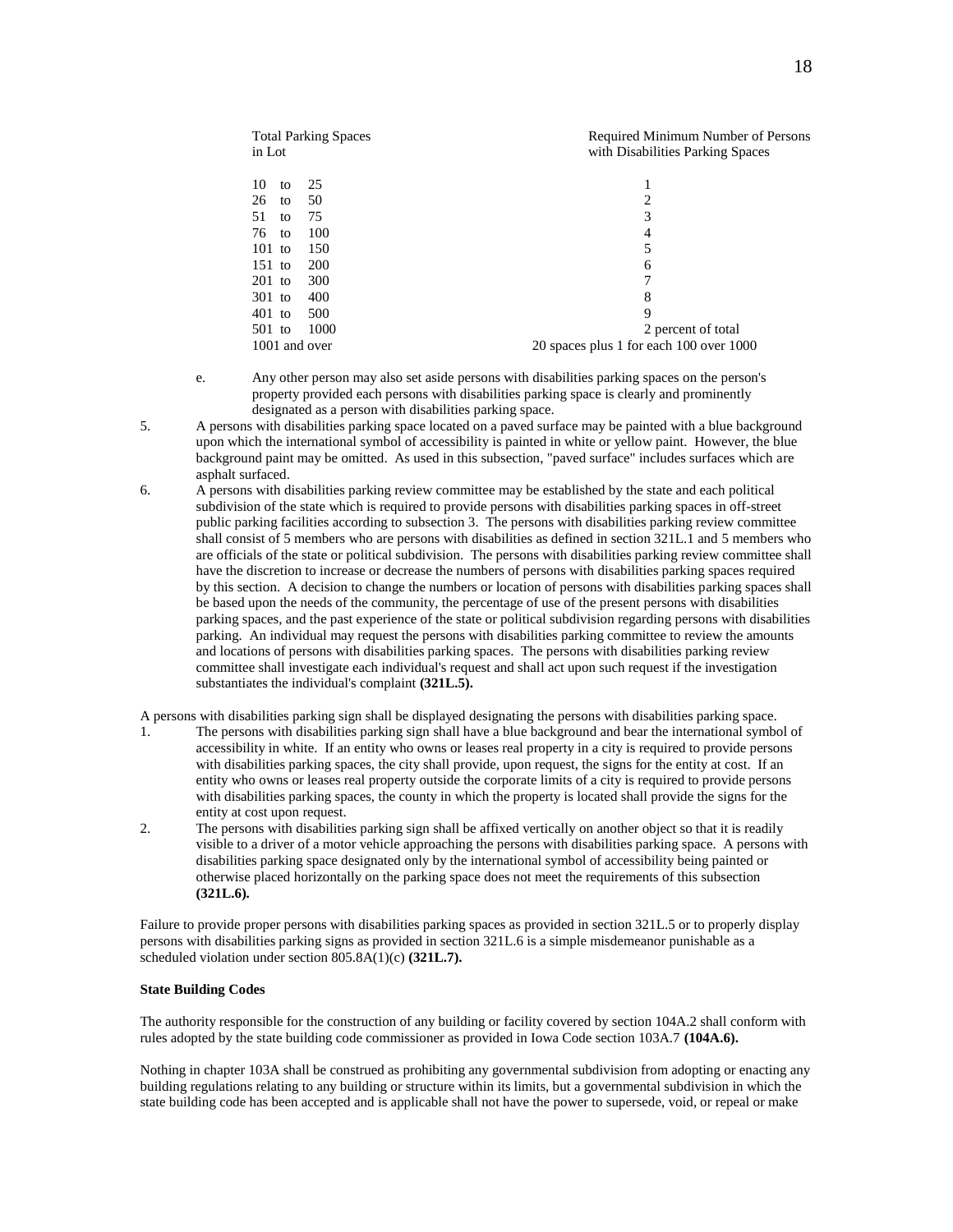| Total Parking Spaces in Lot | Required Minimum Number of Persons with Disabilities Parking Spaces |
|---|---|
| 10 to 25 | 1 |
| 26 to 50 | 2 |
| 51 to 75 | 3 |
| 76 to 100 | 4 |
| 101 to 150 | 5 |
| 151 to 200 | 6 |
| 201 to 300 | 7 |
| 301 to 400 | 8 |
| 401 to 500 | 9 |
| 501 to 1000 | 2 percent of total |
| 1001 and over | 20 spaces plus 1 for each 100 over 1000 |

e. Any other person may also set aside persons with disabilities parking spaces on the person's property provided each persons with disabilities parking space is clearly and prominently designated as a person with disabilities parking space.

5. A persons with disabilities parking space located on a paved surface may be painted with a blue background upon which the international symbol of accessibility is painted in white or yellow paint. However, the blue background paint may be omitted. As used in this subsection, "paved surface" includes surfaces which are asphalt surfaced.

6. A persons with disabilities parking review committee may be established by the state and each political subdivision of the state which is required to provide persons with disabilities parking spaces in off-street public parking facilities according to subsection 3. The persons with disabilities parking review committee shall consist of 5 members who are persons with disabilities as defined in section 321L.1 and 5 members who are officials of the state or political subdivision. The persons with disabilities parking review committee shall have the discretion to increase or decrease the numbers of persons with disabilities parking spaces required by this section. A decision to change the numbers or location of persons with disabilities parking spaces shall be based upon the needs of the community, the percentage of use of the present persons with disabilities parking spaces, and the past experience of the state or political subdivision regarding persons with disabilities parking. An individual may request the persons with disabilities parking committee to review the amounts and locations of persons with disabilities parking spaces. The persons with disabilities parking review committee shall investigate each individual's request and shall act upon such request if the investigation substantiates the individual's complaint **(321L.5).**

A persons with disabilities parking sign shall be displayed designating the persons with disabilities parking space.

1. The persons with disabilities parking sign shall have a blue background and bear the international symbol of accessibility in white. If an entity who owns or leases real property in a city is required to provide persons with disabilities parking spaces, the city shall provide, upon request, the signs for the entity at cost. If an entity who owns or leases real property outside the corporate limits of a city is required to provide persons with disabilities parking spaces, the county in which the property is located shall provide the signs for the entity at cost upon request.
2. The persons with disabilities parking sign shall be affixed vertically on another object so that it is readily visible to a driver of a motor vehicle approaching the persons with disabilities parking space. A persons with disabilities parking space designated only by the international symbol of accessibility being painted or otherwise placed horizontally on the parking space does not meet the requirements of this subsection **(321L.6).**

Failure to provide proper persons with disabilities parking spaces as provided in section 321L.5 or to properly display persons with disabilities parking signs as provided in section 321L.6 is a simple misdemeanor punishable as a scheduled violation under section 805.8A(1)(c) **(321L.7).**

**State Building Codes**

The authority responsible for the construction of any building or facility covered by section 104A.2 shall conform with rules adopted by the state building code commissioner as provided in Iowa Code section 103A.7 **(104A.6).**

Nothing in chapter 103A shall be construed as prohibiting any governmental subdivision from adopting or enacting any building regulations relating to any building or structure within its limits, but a governmental subdivision in which the state building code has been accepted and is applicable shall not have the power to supersede, void, or repeal or make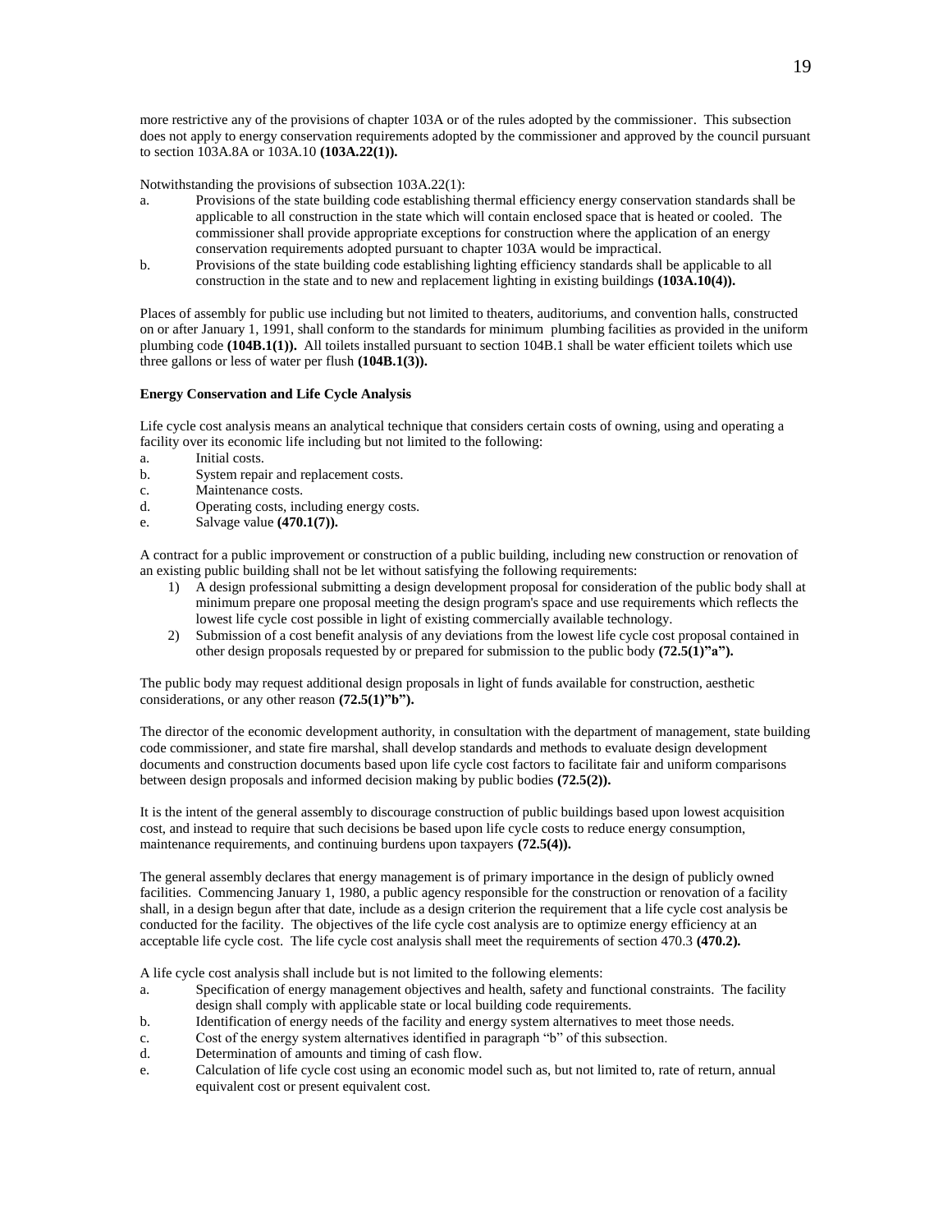more restrictive any of the provisions of chapter 103A or of the rules adopted by the commissioner. This subsection does not apply to energy conservation requirements adopted by the commissioner and approved by the council pursuant to section 103A.8A or 103A.10 **(103A.22(1)).**

Notwithstanding the provisions of subsection 103A.22(1):

a. Provisions of the state building code establishing thermal efficiency energy conservation standards shall be applicable to all construction in the state which will contain enclosed space that is heated or cooled. The commissioner shall provide appropriate exceptions for construction where the application of an energy conservation requirements adopted pursuant to chapter 103A would be impractical.
b. Provisions of the state building code establishing lighting efficiency standards shall be applicable to all construction in the state and to new and replacement lighting in existing buildings **(103A.10(4)).**

Places of assembly for public use including but not limited to theaters, auditoriums, and convention halls, constructed on or after January 1, 1991, shall conform to the standards for minimum plumbing facilities as provided in the uniform plumbing code **(104B.1(1)).** All toilets installed pursuant to section 104B.1 shall be water efficient toilets which use three gallons or less of water per flush **(104B.1(3)).**

**Energy Conservation and Life Cycle Analysis**

Life cycle cost analysis means an analytical technique that considers certain costs of owning, using and operating a facility over its economic life including but not limited to the following:

a. Initial costs.
b. System repair and replacement costs.
c. Maintenance costs.
d. Operating costs, including energy costs.
e. Salvage value **(470.1(7)).**

A contract for a public improvement or construction of a public building, including new construction or renovation of an existing public building shall not be let without satisfying the following requirements:

1) A design professional submitting a design development proposal for consideration of the public body shall at minimum prepare one proposal meeting the design program's space and use requirements which reflects the lowest life cycle cost possible in light of existing commercially available technology.
2) Submission of a cost benefit analysis of any deviations from the lowest life cycle cost proposal contained in other design proposals requested by or prepared for submission to the public body **(72.5(1)"a").**

The public body may request additional design proposals in light of funds available for construction, aesthetic considerations, or any other reason **(72.5(1)"b").**

The director of the economic development authority, in consultation with the department of management, state building code commissioner, and state fire marshal, shall develop standards and methods to evaluate design development documents and construction documents based upon life cycle cost factors to facilitate fair and uniform comparisons between design proposals and informed decision making by public bodies **(72.5(2)).**

It is the intent of the general assembly to discourage construction of public buildings based upon lowest acquisition cost, and instead to require that such decisions be based upon life cycle costs to reduce energy consumption, maintenance requirements, and continuing burdens upon taxpayers **(72.5(4)).**

The general assembly declares that energy management is of primary importance in the design of publicly owned facilities. Commencing January 1, 1980, a public agency responsible for the construction or renovation of a facility shall, in a design begun after that date, include as a design criterion the requirement that a life cycle cost analysis be conducted for the facility. The objectives of the life cycle cost analysis are to optimize energy efficiency at an acceptable life cycle cost. The life cycle cost analysis shall meet the requirements of section 470.3 **(470.2).**

A life cycle cost analysis shall include but is not limited to the following elements:

a. Specification of energy management objectives and health, safety and functional constraints. The facility design shall comply with applicable state or local building code requirements.
b. Identification of energy needs of the facility and energy system alternatives to meet those needs.
c. Cost of the energy system alternatives identified in paragraph "b" of this subsection.
d. Determination of amounts and timing of cash flow.
e. Calculation of life cycle cost using an economic model such as, but not limited to, rate of return, annual equivalent cost or present equivalent cost.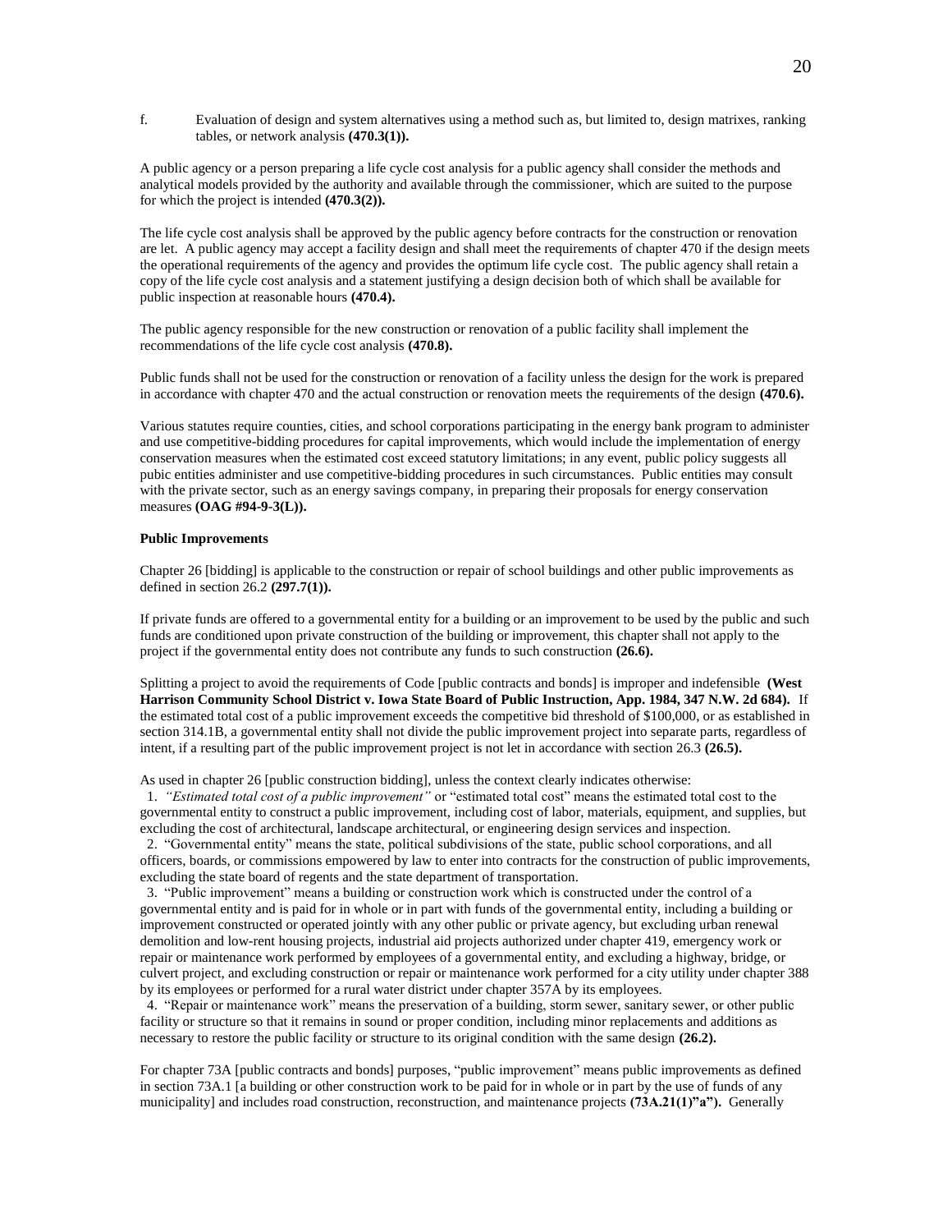f. Evaluation of design and system alternatives using a method such as, but limited to, design matrixes, ranking tables, or network analysis **(470.3(1)).**

A public agency or a person preparing a life cycle cost analysis for a public agency shall consider the methods and analytical models provided by the authority and available through the commissioner, which are suited to the purpose for which the project is intended **(470.3(2)).**

The life cycle cost analysis shall be approved by the public agency before contracts for the construction or renovation are let. A public agency may accept a facility design and shall meet the requirements of chapter 470 if the design meets the operational requirements of the agency and provides the optimum life cycle cost. The public agency shall retain a copy of the life cycle cost analysis and a statement justifying a design decision both of which shall be available for public inspection at reasonable hours **(470.4).**

The public agency responsible for the new construction or renovation of a public facility shall implement the recommendations of the life cycle cost analysis **(470.8).**

Public funds shall not be used for the construction or renovation of a facility unless the design for the work is prepared in accordance with chapter 470 and the actual construction or renovation meets the requirements of the design **(470.6).**

Various statutes require counties, cities, and school corporations participating in the energy bank program to administer and use competitive-bidding procedures for capital improvements, which would include the implementation of energy conservation measures when the estimated cost exceed statutory limitations; in any event, public policy suggests all pubic entities administer and use competitive-bidding procedures in such circumstances. Public entities may consult with the private sector, such as an energy savings company, in preparing their proposals for energy conservation measures **(OAG #94-9-3(L)).**

**Public Improvements**

Chapter 26 [bidding] is applicable to the construction or repair of school buildings and other public improvements as defined in section 26.2 **(297.7(1)).**

If private funds are offered to a governmental entity for a building or an improvement to be used by the public and such funds are conditioned upon private construction of the building or improvement, this chapter shall not apply to the project if the governmental entity does not contribute any funds to such construction **(26.6).**

Splitting a project to avoid the requirements of Code [public contracts and bonds] is improper and indefensible **(West Harrison Community School District v. Iowa State Board of Public Instruction, App. 1984, 347 N.W. 2d 684).** If the estimated total cost of a public improvement exceeds the competitive bid threshold of $100,000, or as established in section 314.1B, a governmental entity shall not divide the public improvement project into separate parts, regardless of intent, if a resulting part of the public improvement project is not let in accordance with section 26.3 **(26.5).**

As used in chapter 26 [public construction bidding], unless the context clearly indicates otherwise:

1. *"Estimated total cost of a public improvement"* or "estimated total cost" means the estimated total cost to the governmental entity to construct a public improvement, including cost of labor, materials, equipment, and supplies, but excluding the cost of architectural, landscape architectural, or engineering design services and inspection.
2. "Governmental entity" means the state, political subdivisions of the state, public school corporations, and all officers, boards, or commissions empowered by law to enter into contracts for the construction of public improvements, excluding the state board of regents and the state department of transportation.
3. "Public improvement" means a building or construction work which is constructed under the control of a governmental entity and is paid for in whole or in part with funds of the governmental entity, including a building or improvement constructed or operated jointly with any other public or private agency, but excluding urban renewal demolition and low-rent housing projects, industrial aid projects authorized under chapter 419, emergency work or repair or maintenance work performed by employees of a governmental entity, and excluding a highway, bridge, or culvert project, and excluding construction or repair or maintenance work performed for a city utility under chapter 388 by its employees or performed for a rural water district under chapter 357A by its employees.
4. "Repair or maintenance work" means the preservation of a building, storm sewer, sanitary sewer, or other public facility or structure so that it remains in sound or proper condition, including minor replacements and additions as necessary to restore the public facility or structure to its original condition with the same design **(26.2).**

For chapter 73A [public contracts and bonds] purposes, "public improvement" means public improvements as defined in section 73A.1 [a building or other construction work to be paid for in whole or in part by the use of funds of any municipality] and includes road construction, reconstruction, and maintenance projects **(73A.21(1)"a").** Generally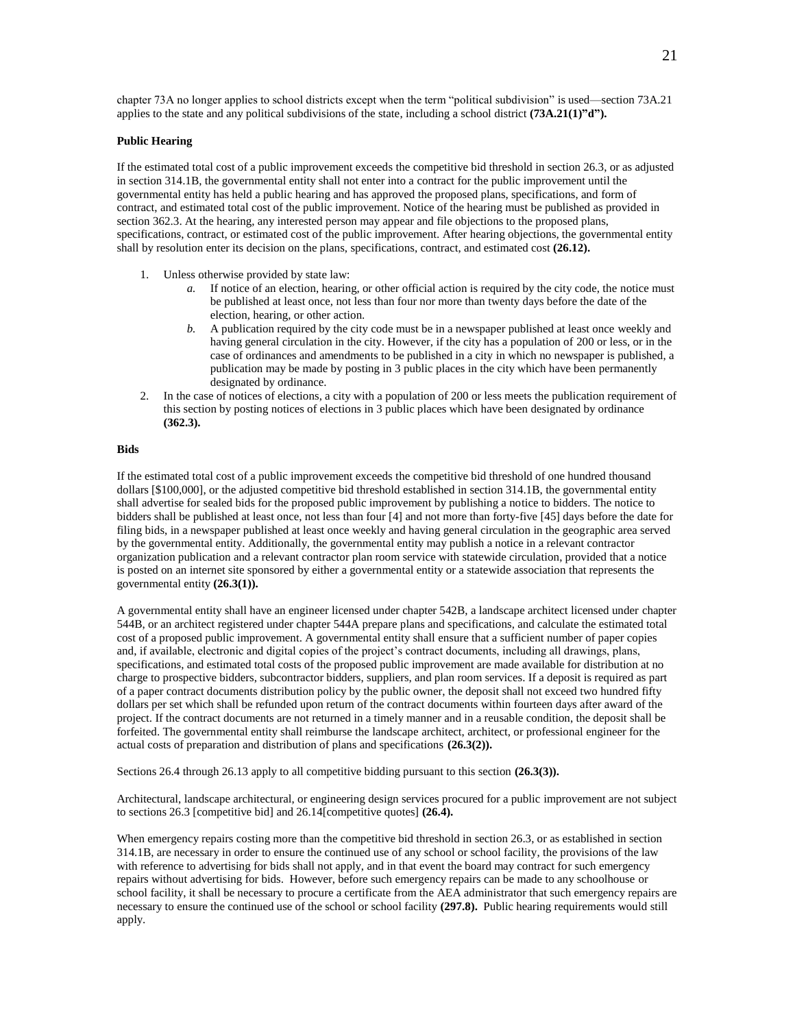chapter 73A no longer applies to school districts except when the term "political subdivision" is used—section 73A.21 applies to the state and any political subdivisions of the state, including a school district **(73A.21(1)"d").**

**Public Hearing**

If the estimated total cost of a public improvement exceeds the competitive bid threshold in section 26.3, or as adjusted in section 314.1B, the governmental entity shall not enter into a contract for the public improvement until the governmental entity has held a public hearing and has approved the proposed plans, specifications, and form of contract, and estimated total cost of the public improvement. Notice of the hearing must be published as provided in section 362.3. At the hearing, any interested person may appear and file objections to the proposed plans, specifications, contract, or estimated cost of the public improvement. After hearing objections, the governmental entity shall by resolution enter its decision on the plans, specifications, contract, and estimated cost **(26.12).**

1. Unless otherwise provided by state law:
   *a.* If notice of an election, hearing, or other official action is required by the city code, the notice must be published at least once, not less than four nor more than twenty days before the date of the election, hearing, or other action.
   *b.* A publication required by the city code must be in a newspaper published at least once weekly and having general circulation in the city. However, if the city has a population of 200 or less, or in the case of ordinances and amendments to be published in a city in which no newspaper is published, a publication may be made by posting in 3 public places in the city which have been permanently designated by ordinance.
2. In the case of notices of elections, a city with a population of 200 or less meets the publication requirement of this section by posting notices of elections in 3 public places which have been designated by ordinance **(362.3).**

**Bids**

If the estimated total cost of a public improvement exceeds the competitive bid threshold of one hundred thousand dollars [$100,000], or the adjusted competitive bid threshold established in section 314.1B, the governmental entity shall advertise for sealed bids for the proposed public improvement by publishing a notice to bidders. The notice to bidders shall be published at least once, not less than four [4] and not more than forty-five [45] days before the date for filing bids, in a newspaper published at least once weekly and having general circulation in the geographic area served by the governmental entity. Additionally, the governmental entity may publish a notice in a relevant contractor organization publication and a relevant contractor plan room service with statewide circulation, provided that a notice is posted on an internet site sponsored by either a governmental entity or a statewide association that represents the governmental entity **(26.3(1)).**

A governmental entity shall have an engineer licensed under chapter 542B, a landscape architect licensed under chapter 544B, or an architect registered under chapter 544A prepare plans and specifications, and calculate the estimated total cost of a proposed public improvement. A governmental entity shall ensure that a sufficient number of paper copies and, if available, electronic and digital copies of the project's contract documents, including all drawings, plans, specifications, and estimated total costs of the proposed public improvement are made available for distribution at no charge to prospective bidders, subcontractor bidders, suppliers, and plan room services. If a deposit is required as part of a paper contract documents distribution policy by the public owner, the deposit shall not exceed two hundred fifty dollars per set which shall be refunded upon return of the contract documents within fourteen days after award of the project. If the contract documents are not returned in a timely manner and in a reusable condition, the deposit shall be forfeited. The governmental entity shall reimburse the landscape architect, architect, or professional engineer for the actual costs of preparation and distribution of plans and specifications **(26.3(2)).**

Sections 26.4 through 26.13 apply to all competitive bidding pursuant to this section **(26.3(3)).**

Architectural, landscape architectural, or engineering design services procured for a public improvement are not subject to sections 26.3 [competitive bid] and 26.14[competitive quotes] **(26.4).**

When emergency repairs costing more than the competitive bid threshold in section 26.3, or as established in section 314.1B, are necessary in order to ensure the continued use of any school or school facility, the provisions of the law with reference to advertising for bids shall not apply, and in that event the board may contract for such emergency repairs without advertising for bids. However, before such emergency repairs can be made to any schoolhouse or school facility, it shall be necessary to procure a certificate from the AEA administrator that such emergency repairs are necessary to ensure the continued use of the school or school facility **(297.8).** Public hearing requirements would still apply.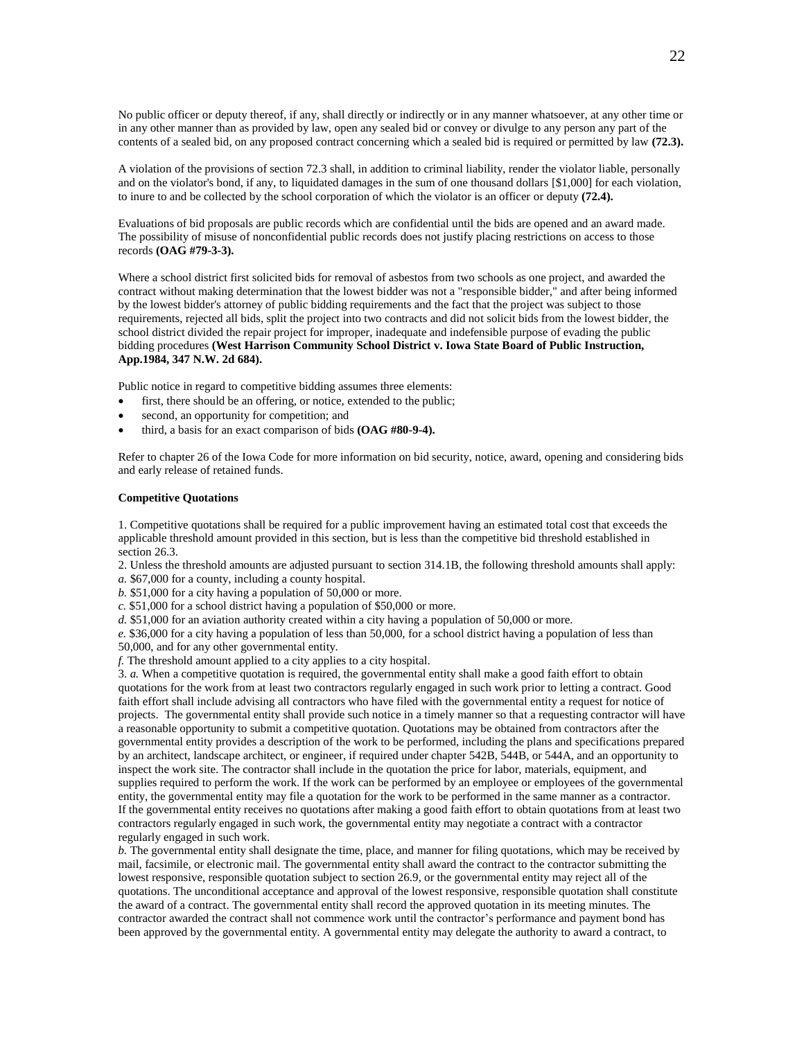No public officer or deputy thereof, if any, shall directly or indirectly or in any manner whatsoever, at any other time or in any other manner than as provided by law, open any sealed bid or convey or divulge to any person any part of the contents of a sealed bid, on any proposed contract concerning which a sealed bid is required or permitted by law **(72.3).**

A violation of the provisions of section 72.3 shall, in addition to criminal liability, render the violator liable, personally and on the violator's bond, if any, to liquidated damages in the sum of one thousand dollars [$1,000] for each violation, to inure to and be collected by the school corporation of which the violator is an officer or deputy **(72.4).**

Evaluations of bid proposals are public records which are confidential until the bids are opened and an award made. The possibility of misuse of nonconfidential public records does not justify placing restrictions on access to those records **(OAG #79-3-3).**

Where a school district first solicited bids for removal of asbestos from two schools as one project, and awarded the contract without making determination that the lowest bidder was not a "responsible bidder," and after being informed by the lowest bidder's attorney of public bidding requirements and the fact that the project was subject to those requirements, rejected all bids, split the project into two contracts and did not solicit bids from the lowest bidder, the school district divided the repair project for improper, inadequate and indefensible purpose of evading the public bidding procedures **(West Harrison Community School District v. Iowa State Board of Public Instruction, App.1984, 347 N.W. 2d 684).**

Public notice in regard to competitive bidding assumes three elements:

- first, there should be an offering, or notice, extended to the public;
- second, an opportunity for competition; and
- third, a basis for an exact comparison of bids **(OAG #80-9-4).**

Refer to chapter 26 of the Iowa Code for more information on bid security, notice, award, opening and considering bids and early release of retained funds.

**Competitive Quotations**

1. Competitive quotations shall be required for a public improvement having an estimated total cost that exceeds the applicable threshold amount provided in this section, but is less than the competitive bid threshold established in section 26.3.

2. Unless the threshold amounts are adjusted pursuant to section 314.1B, the following threshold amounts shall apply:
*a.* $67,000 for a county, including a county hospital.
*b.* $51,000 for a city having a population of 50,000 or more.
*c.* $51,000 for a school district having a population of $50,000 or more.
*d.* $51,000 for an aviation authority created within a city having a population of 50,000 or more.
*e.* $36,000 for a city having a population of less than 50,000, for a school district having a population of less than 50,000, and for any other governmental entity.
*f.* The threshold amount applied to a city applies to a city hospital.

3. *a.* When a competitive quotation is required, the governmental entity shall make a good faith effort to obtain quotations for the work from at least two contractors regularly engaged in such work prior to letting a contract. Good faith effort shall include advising all contractors who have filed with the governmental entity a request for notice of projects. The governmental entity shall provide such notice in a timely manner so that a requesting contractor will have a reasonable opportunity to submit a competitive quotation. Quotations may be obtained from contractors after the governmental entity provides a description of the work to be performed, including the plans and specifications prepared by an architect, landscape architect, or engineer, if required under chapter 542B, 544B, or 544A, and an opportunity to inspect the work site. The contractor shall include in the quotation the price for labor, materials, equipment, and supplies required to perform the work. If the work can be performed by an employee or employees of the governmental entity, the governmental entity may file a quotation for the work to be performed in the same manner as a contractor. If the governmental entity receives no quotations after making a good faith effort to obtain quotations from at least two contractors regularly engaged in such work, the governmental entity may negotiate a contract with a contractor regularly engaged in such work.
*b.* The governmental entity shall designate the time, place, and manner for filing quotations, which may be received by mail, facsimile, or electronic mail. The governmental entity shall award the contract to the contractor submitting the lowest responsive, responsible quotation subject to section 26.9, or the governmental entity may reject all of the quotations. The unconditional acceptance and approval of the lowest responsive, responsible quotation shall constitute the award of a contract. The governmental entity shall record the approved quotation in its meeting minutes. The contractor awarded the contract shall not commence work until the contractor's performance and payment bond has been approved by the governmental entity. A governmental entity may delegate the authority to award a contract, to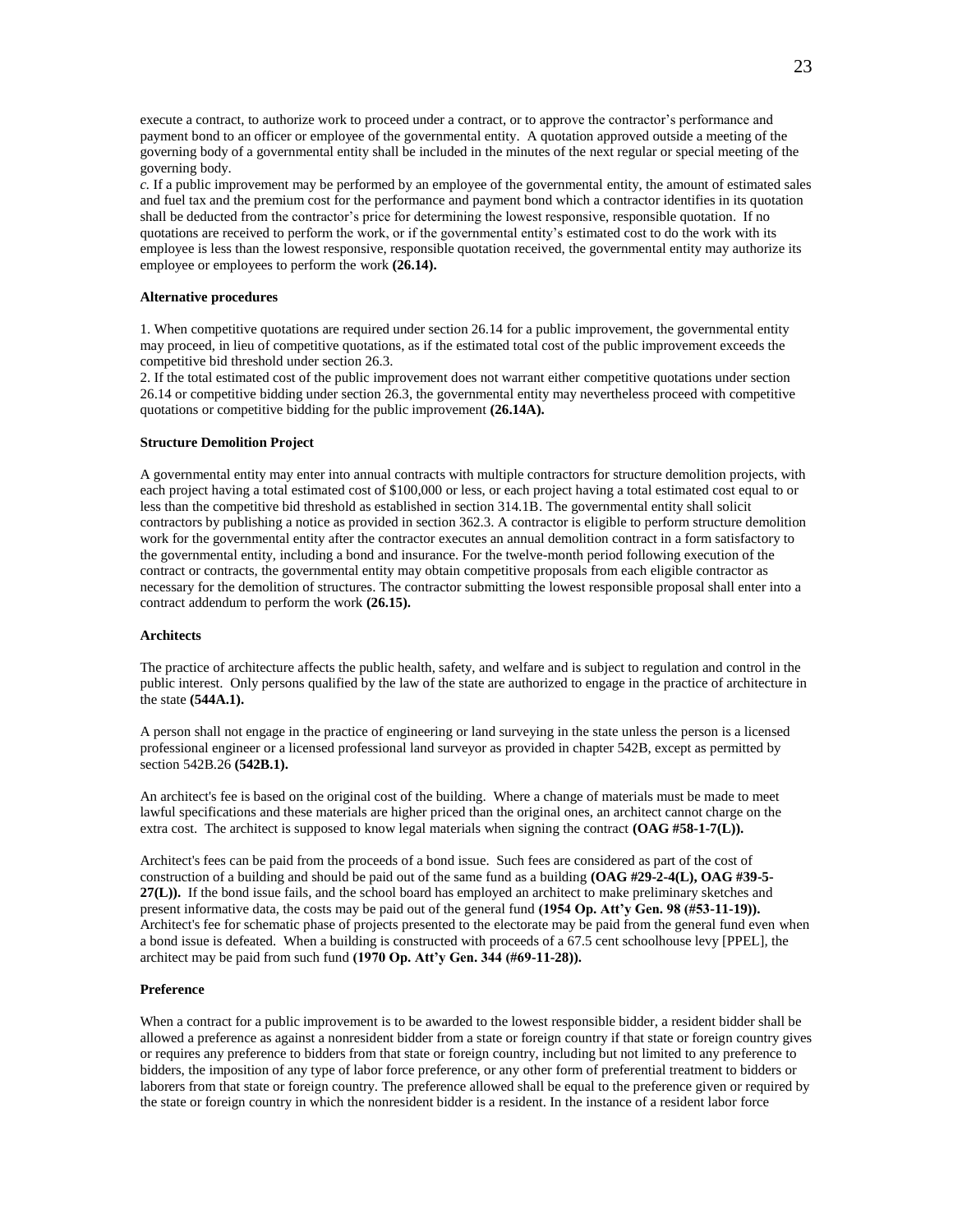execute a contract, to authorize work to proceed under a contract, or to approve the contractor's performance and payment bond to an officer or employee of the governmental entity. A quotation approved outside a meeting of the governing body of a governmental entity shall be included in the minutes of the next regular or special meeting of the governing body.

*c.* If a public improvement may be performed by an employee of the governmental entity, the amount of estimated sales and fuel tax and the premium cost for the performance and payment bond which a contractor identifies in its quotation shall be deducted from the contractor's price for determining the lowest responsive, responsible quotation. If no quotations are received to perform the work, or if the governmental entity's estimated cost to do the work with its employee is less than the lowest responsive, responsible quotation received, the governmental entity may authorize its employee or employees to perform the work **(26.14).**

**Alternative procedures**

1. When competitive quotations are required under section 26.14 for a public improvement, the governmental entity may proceed, in lieu of competitive quotations, as if the estimated total cost of the public improvement exceeds the competitive bid threshold under section 26.3.
2. If the total estimated cost of the public improvement does not warrant either competitive quotations under section 26.14 or competitive bidding under section 26.3, the governmental entity may nevertheless proceed with competitive quotations or competitive bidding for the public improvement **(26.14A).**

**Structure Demolition Project**

A governmental entity may enter into annual contracts with multiple contractors for structure demolition projects, with each project having a total estimated cost of $100,000 or less, or each project having a total estimated cost equal to or less than the competitive bid threshold as established in section 314.1B. The governmental entity shall solicit contractors by publishing a notice as provided in section 362.3. A contractor is eligible to perform structure demolition work for the governmental entity after the contractor executes an annual demolition contract in a form satisfactory to the governmental entity, including a bond and insurance. For the twelve-month period following execution of the contract or contracts, the governmental entity may obtain competitive proposals from each eligible contractor as necessary for the demolition of structures. The contractor submitting the lowest responsible proposal shall enter into a contract addendum to perform the work **(26.15).**

**Architects**

The practice of architecture affects the public health, safety, and welfare and is subject to regulation and control in the public interest. Only persons qualified by the law of the state are authorized to engage in the practice of architecture in the state **(544A.1).**

A person shall not engage in the practice of engineering or land surveying in the state unless the person is a licensed professional engineer or a licensed professional land surveyor as provided in chapter 542B, except as permitted by section 542B.26 **(542B.1).**

An architect's fee is based on the original cost of the building. Where a change of materials must be made to meet lawful specifications and these materials are higher priced than the original ones, an architect cannot charge on the extra cost. The architect is supposed to know legal materials when signing the contract **(OAG #58-1-7(L)).**

Architect's fees can be paid from the proceeds of a bond issue. Such fees are considered as part of the cost of construction of a building and should be paid out of the same fund as a building **(OAG #29-2-4(L), OAG #39-5-27(L)).** If the bond issue fails, and the school board has employed an architect to make preliminary sketches and present informative data, the costs may be paid out of the general fund **(1954 Op. Att'y Gen. 98 (#53-11-19)).** Architect's fee for schematic phase of projects presented to the electorate may be paid from the general fund even when a bond issue is defeated. When a building is constructed with proceeds of a 67.5 cent schoolhouse levy [PPEL], the architect may be paid from such fund **(1970 Op. Att'y Gen. 344 (#69-11-28)).**

**Preference**

When a contract for a public improvement is to be awarded to the lowest responsible bidder, a resident bidder shall be allowed a preference as against a nonresident bidder from a state or foreign country if that state or foreign country gives or requires any preference to bidders from that state or foreign country, including but not limited to any preference to bidders, the imposition of any type of labor force preference, or any other form of preferential treatment to bidders or laborers from that state or foreign country. The preference allowed shall be equal to the preference given or required by the state or foreign country in which the nonresident bidder is a resident. In the instance of a resident labor force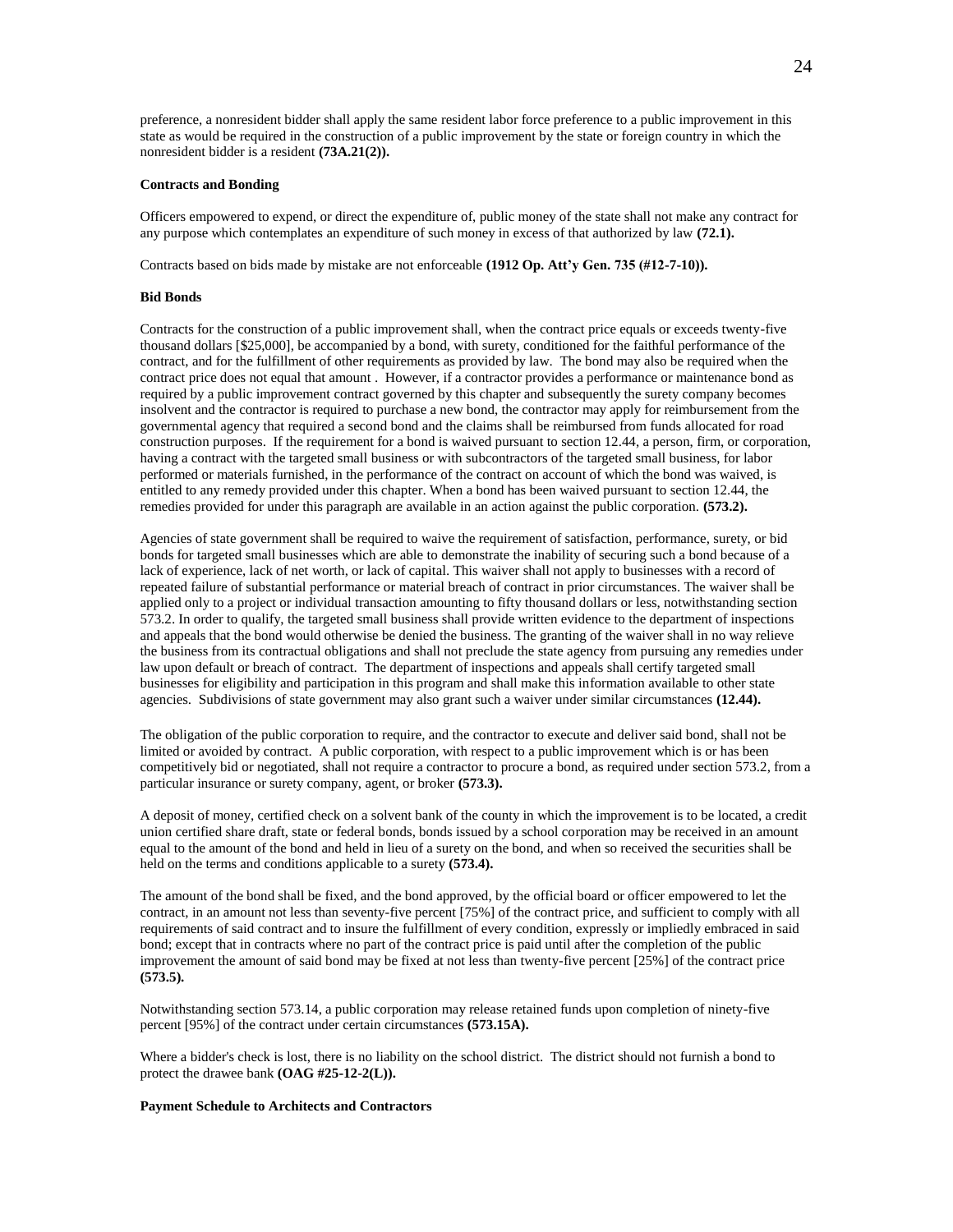preference, a nonresident bidder shall apply the same resident labor force preference to a public improvement in this state as would be required in the construction of a public improvement by the state or foreign country in which the nonresident bidder is a resident **(73A.21(2)).**

**Contracts and Bonding**

Officers empowered to expend, or direct the expenditure of, public money of the state shall not make any contract for any purpose which contemplates an expenditure of such money in excess of that authorized by law **(72.1).**

Contracts based on bids made by mistake are not enforceable **(1912 Op. Att'y Gen. 735 (#12-7-10)).**

**Bid Bonds**

Contracts for the construction of a public improvement shall, when the contract price equals or exceeds twenty-five thousand dollars [$25,000], be accompanied by a bond, with surety, conditioned for the faithful performance of the contract, and for the fulfillment of other requirements as provided by law. The bond may also be required when the contract price does not equal that amount . However, if a contractor provides a performance or maintenance bond as required by a public improvement contract governed by this chapter and subsequently the surety company becomes insolvent and the contractor is required to purchase a new bond, the contractor may apply for reimbursement from the governmental agency that required a second bond and the claims shall be reimbursed from funds allocated for road construction purposes. If the requirement for a bond is waived pursuant to section 12.44, a person, firm, or corporation, having a contract with the targeted small business or with subcontractors of the targeted small business, for labor performed or materials furnished, in the performance of the contract on account of which the bond was waived, is entitled to any remedy provided under this chapter. When a bond has been waived pursuant to section 12.44, the remedies provided for under this paragraph are available in an action against the public corporation. **(573.2).**

Agencies of state government shall be required to waive the requirement of satisfaction, performance, surety, or bid bonds for targeted small businesses which are able to demonstrate the inability of securing such a bond because of a lack of experience, lack of net worth, or lack of capital. This waiver shall not apply to businesses with a record of repeated failure of substantial performance or material breach of contract in prior circumstances. The waiver shall be applied only to a project or individual transaction amounting to fifty thousand dollars or less, notwithstanding section 573.2. In order to qualify, the targeted small business shall provide written evidence to the department of inspections and appeals that the bond would otherwise be denied the business. The granting of the waiver shall in no way relieve the business from its contractual obligations and shall not preclude the state agency from pursuing any remedies under law upon default or breach of contract. The department of inspections and appeals shall certify targeted small businesses for eligibility and participation in this program and shall make this information available to other state agencies. Subdivisions of state government may also grant such a waiver under similar circumstances **(12.44).**

The obligation of the public corporation to require, and the contractor to execute and deliver said bond, shall not be limited or avoided by contract. A public corporation, with respect to a public improvement which is or has been competitively bid or negotiated, shall not require a contractor to procure a bond, as required under section 573.2, from a particular insurance or surety company, agent, or broker **(573.3).**

A deposit of money, certified check on a solvent bank of the county in which the improvement is to be located, a credit union certified share draft, state or federal bonds, bonds issued by a school corporation may be received in an amount equal to the amount of the bond and held in lieu of a surety on the bond, and when so received the securities shall be held on the terms and conditions applicable to a surety **(573.4).**

The amount of the bond shall be fixed, and the bond approved, by the official board or officer empowered to let the contract, in an amount not less than seventy-five percent [75%] of the contract price, and sufficient to comply with all requirements of said contract and to insure the fulfillment of every condition, expressly or impliedly embraced in said bond; except that in contracts where no part of the contract price is paid until after the completion of the public improvement the amount of said bond may be fixed at not less than twenty-five percent [25%] of the contract price **(573.5).**

Notwithstanding section 573.14, a public corporation may release retained funds upon completion of ninety-five percent [95%] of the contract under certain circumstances **(573.15A).**

Where a bidder's check is lost, there is no liability on the school district. The district should not furnish a bond to protect the drawee bank **(OAG #25-12-2(L)).**

**Payment Schedule to Architects and Contractors**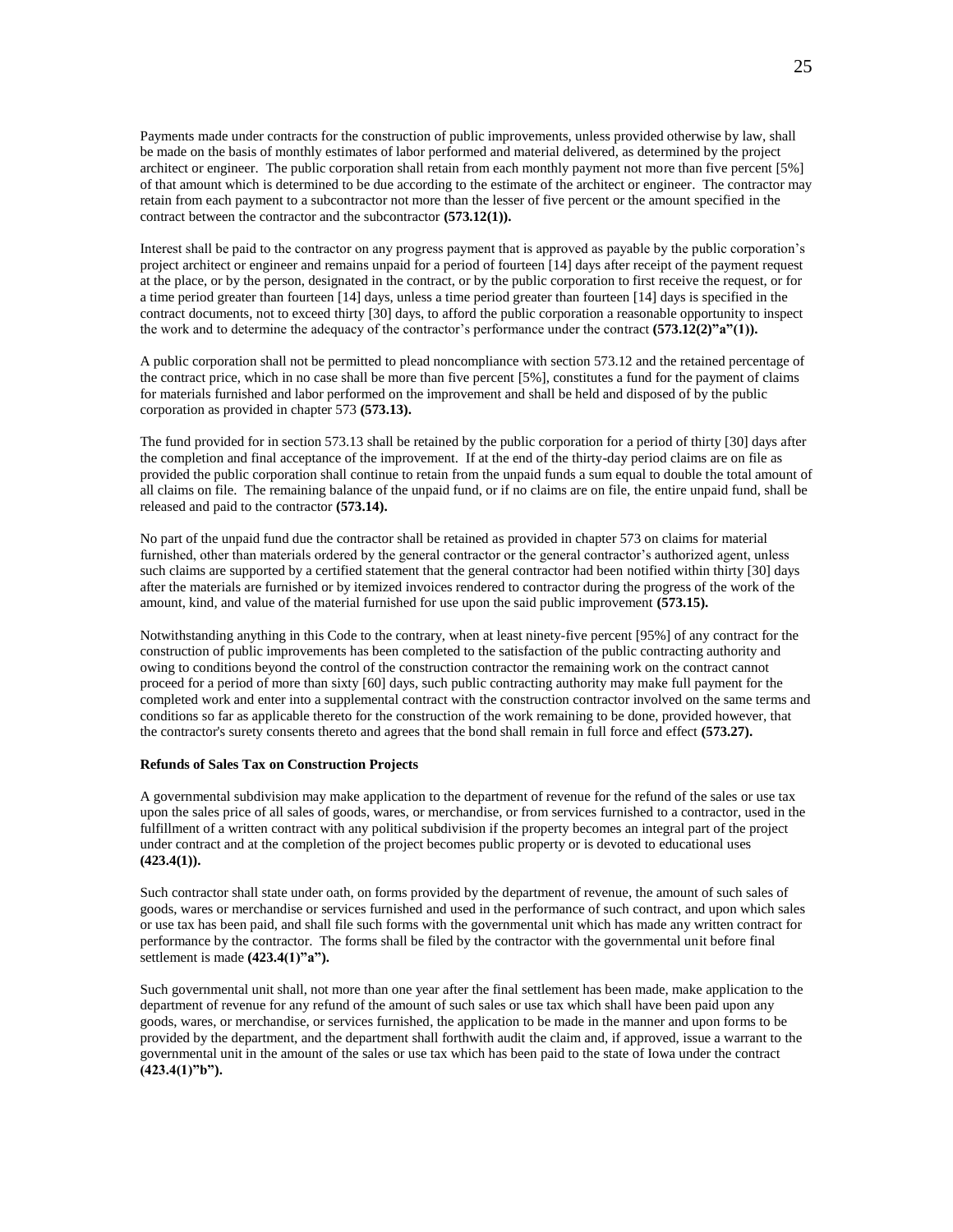Payments made under contracts for the construction of public improvements, unless provided otherwise by law, shall be made on the basis of monthly estimates of labor performed and material delivered, as determined by the project architect or engineer. The public corporation shall retain from each monthly payment not more than five percent [5%] of that amount which is determined to be due according to the estimate of the architect or engineer. The contractor may retain from each payment to a subcontractor not more than the lesser of five percent or the amount specified in the contract between the contractor and the subcontractor **(573.12(1)).**

Interest shall be paid to the contractor on any progress payment that is approved as payable by the public corporation's project architect or engineer and remains unpaid for a period of fourteen [14] days after receipt of the payment request at the place, or by the person, designated in the contract, or by the public corporation to first receive the request, or for a time period greater than fourteen [14] days, unless a time period greater than fourteen [14] days is specified in the contract documents, not to exceed thirty [30] days, to afford the public corporation a reasonable opportunity to inspect the work and to determine the adequacy of the contractor's performance under the contract **(573.12(2)"a"(1)).**

A public corporation shall not be permitted to plead noncompliance with section 573.12 and the retained percentage of the contract price, which in no case shall be more than five percent [5%], constitutes a fund for the payment of claims for materials furnished and labor performed on the improvement and shall be held and disposed of by the public corporation as provided in chapter 573 **(573.13).**

The fund provided for in section 573.13 shall be retained by the public corporation for a period of thirty [30] days after the completion and final acceptance of the improvement. If at the end of the thirty-day period claims are on file as provided the public corporation shall continue to retain from the unpaid funds a sum equal to double the total amount of all claims on file. The remaining balance of the unpaid fund, or if no claims are on file, the entire unpaid fund, shall be released and paid to the contractor **(573.14).**

No part of the unpaid fund due the contractor shall be retained as provided in chapter 573 on claims for material furnished, other than materials ordered by the general contractor or the general contractor's authorized agent, unless such claims are supported by a certified statement that the general contractor had been notified within thirty [30] days after the materials are furnished or by itemized invoices rendered to contractor during the progress of the work of the amount, kind, and value of the material furnished for use upon the said public improvement **(573.15).**

Notwithstanding anything in this Code to the contrary, when at least ninety-five percent [95%] of any contract for the construction of public improvements has been completed to the satisfaction of the public contracting authority and owing to conditions beyond the control of the construction contractor the remaining work on the contract cannot proceed for a period of more than sixty [60] days, such public contracting authority may make full payment for the completed work and enter into a supplemental contract with the construction contractor involved on the same terms and conditions so far as applicable thereto for the construction of the work remaining to be done, provided however, that the contractor's surety consents thereto and agrees that the bond shall remain in full force and effect **(573.27).**

**Refunds of Sales Tax on Construction Projects**

A governmental subdivision may make application to the department of revenue for the refund of the sales or use tax upon the sales price of all sales of goods, wares, or merchandise, or from services furnished to a contractor, used in the fulfillment of a written contract with any political subdivision if the property becomes an integral part of the project under contract and at the completion of the project becomes public property or is devoted to educational uses **(423.4(1)).**

Such contractor shall state under oath, on forms provided by the department of revenue, the amount of such sales of goods, wares or merchandise or services furnished and used in the performance of such contract, and upon which sales or use tax has been paid, and shall file such forms with the governmental unit which has made any written contract for performance by the contractor. The forms shall be filed by the contractor with the governmental unit before final settlement is made **(423.4(1)"a").**

Such governmental unit shall, not more than one year after the final settlement has been made, make application to the department of revenue for any refund of the amount of such sales or use tax which shall have been paid upon any goods, wares, or merchandise, or services furnished, the application to be made in the manner and upon forms to be provided by the department, and the department shall forthwith audit the claim and, if approved, issue a warrant to the governmental unit in the amount of the sales or use tax which has been paid to the state of Iowa under the contract **(423.4(1)"b").**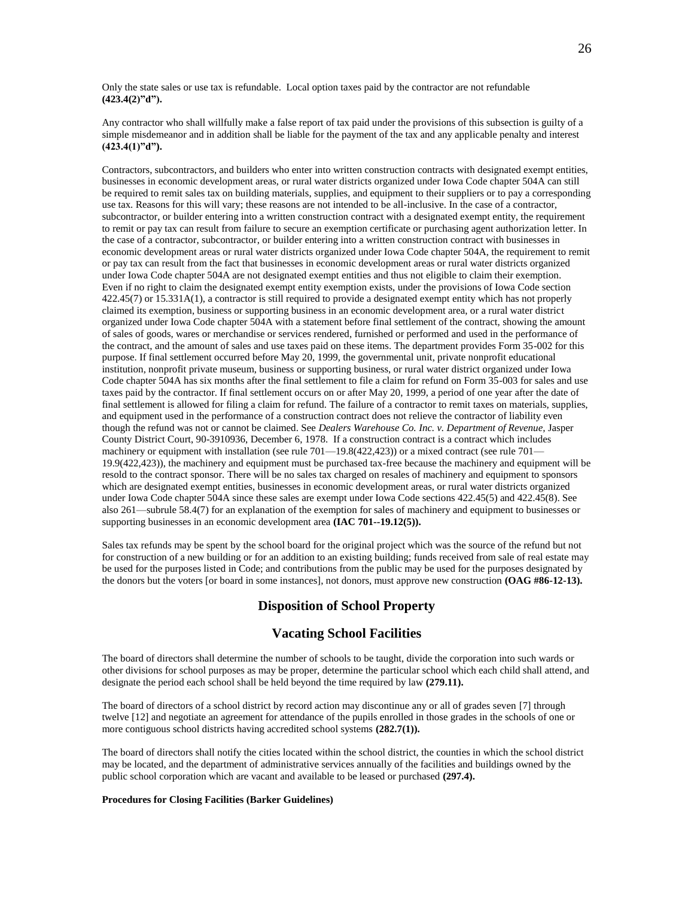Only the state sales or use tax is refundable. Local option taxes paid by the contractor are not refundable **(423.4(2)"d").**

Any contractor who shall willfully make a false report of tax paid under the provisions of this subsection is guilty of a simple misdemeanor and in addition shall be liable for the payment of the tax and any applicable penalty and interest **(423.4(1)"d").**

Contractors, subcontractors, and builders who enter into written construction contracts with designated exempt entities, businesses in economic development areas, or rural water districts organized under Iowa Code chapter 504A can still be required to remit sales tax on building materials, supplies, and equipment to their suppliers or to pay a corresponding use tax. Reasons for this will vary; these reasons are not intended to be all-inclusive. In the case of a contractor, subcontractor, or builder entering into a written construction contract with a designated exempt entity, the requirement to remit or pay tax can result from failure to secure an exemption certificate or purchasing agent authorization letter. In the case of a contractor, subcontractor, or builder entering into a written construction contract with businesses in economic development areas or rural water districts organized under Iowa Code chapter 504A, the requirement to remit or pay tax can result from the fact that businesses in economic development areas or rural water districts organized under Iowa Code chapter 504A are not designated exempt entities and thus not eligible to claim their exemption. Even if no right to claim the designated exempt entity exemption exists, under the provisions of Iowa Code section 422.45(7) or 15.331A(1), a contractor is still required to provide a designated exempt entity which has not properly claimed its exemption, business or supporting business in an economic development area, or a rural water district organized under Iowa Code chapter 504A with a statement before final settlement of the contract, showing the amount of sales of goods, wares or merchandise or services rendered, furnished or performed and used in the performance of the contract, and the amount of sales and use taxes paid on these items. The department provides Form 35-002 for this purpose. If final settlement occurred before May 20, 1999, the governmental unit, private nonprofit educational institution, nonprofit private museum, business or supporting business, or rural water district organized under Iowa Code chapter 504A has six months after the final settlement to file a claim for refund on Form 35-003 for sales and use taxes paid by the contractor. If final settlement occurs on or after May 20, 1999, a period of one year after the date of final settlement is allowed for filing a claim for refund. The failure of a contractor to remit taxes on materials, supplies, and equipment used in the performance of a construction contract does not relieve the contractor of liability even though the refund was not or cannot be claimed. See *Dealers Warehouse Co. Inc. v. Department of Revenue,* Jasper County District Court, 90-3910936, December 6, 1978. If a construction contract is a contract which includes machinery or equipment with installation (see rule 701—19.8(422,423)) or a mixed contract (see rule 701—19.9(422,423)), the machinery and equipment must be purchased tax-free because the machinery and equipment will be resold to the contract sponsor. There will be no sales tax charged on resales of machinery and equipment to sponsors which are designated exempt entities, businesses in economic development areas, or rural water districts organized under Iowa Code chapter 504A since these sales are exempt under Iowa Code sections 422.45(5) and 422.45(8). See also 261—subrule 58.4(7) for an explanation of the exemption for sales of machinery and equipment to businesses or supporting businesses in an economic development area **(IAC 701--19.12(5)).**

Sales tax refunds may be spent by the school board for the original project which was the source of the refund but not for construction of a new building or for an addition to an existing building; funds received from sale of real estate may be used for the purposes listed in Code; and contributions from the public may be used for the purposes designated by the donors but the voters [or board in some instances], not donors, must approve new construction **(OAG #86-12-13).**

## Disposition of School Property

## Vacating School Facilities

The board of directors shall determine the number of schools to be taught, divide the corporation into such wards or other divisions for school purposes as may be proper, determine the particular school which each child shall attend, and designate the period each school shall be held beyond the time required by law **(279.11).**

The board of directors of a school district by record action may discontinue any or all of grades seven [7] through twelve [12] and negotiate an agreement for attendance of the pupils enrolled in those grades in the schools of one or more contiguous school districts having accredited school systems **(282.7(1)).**

The board of directors shall notify the cities located within the school district, the counties in which the school district may be located, and the department of administrative services annually of the facilities and buildings owned by the public school corporation which are vacant and available to be leased or purchased **(297.4).**

**Procedures for Closing Facilities (Barker Guidelines)**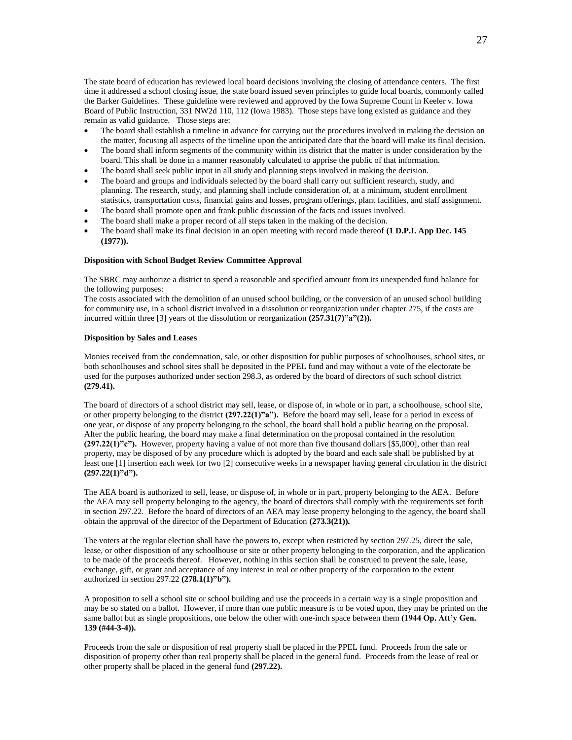The state board of education has reviewed local board decisions involving the closing of attendance centers. The first time it addressed a school closing issue, the state board issued seven principles to guide local boards, commonly called the Barker Guidelines. These guideline were reviewed and approved by the Iowa Supreme Count in Keeler v. Iowa Board of Public Instruction, 331 NW2d 110, 112 (Iowa 1983). Those steps have long existed as guidance and they remain as valid guidance. Those steps are:

- The board shall establish a timeline in advance for carrying out the procedures involved in making the decision on the matter, focusing all aspects of the timeline upon the anticipated date that the board will make its final decision.
- The board shall inform segments of the community within its district that the matter is under consideration by the board. This shall be done in a manner reasonably calculated to apprise the public of that information.
- The board shall seek public input in all study and planning steps involved in making the decision.
- The board and groups and individuals selected by the board shall carry out sufficient research, study, and planning. The research, study, and planning shall include consideration of, at a minimum, student enrollment statistics, transportation costs, financial gains and losses, program offerings, plant facilities, and staff assignment.
- The board shall promote open and frank public discussion of the facts and issues involved.
- The board shall make a proper record of all steps taken in the making of the decision.
- The board shall make its final decision in an open meeting with record made thereof **(1 D.P.I. App Dec. 145 (1977)).**

**Disposition with School Budget Review Committee Approval**

The SBRC may authorize a district to spend a reasonable and specified amount from its unexpended fund balance for the following purposes:
The costs associated with the demolition of an unused school building, or the conversion of an unused school building for community use, in a school district involved in a dissolution or reorganization under chapter 275, if the costs are incurred within three [3] years of the dissolution or reorganization **(257.31(7)"a"(2)).**

**Disposition by Sales and Leases**

Monies received from the condemnation, sale, or other disposition for public purposes of schoolhouses, school sites, or both schoolhouses and school sites shall be deposited in the PPEL fund and may without a vote of the electorate be used for the purposes authorized under section 298.3, as ordered by the board of directors of such school district **(279.41).**

The board of directors of a school district may sell, lease, or dispose of, in whole or in part, a schoolhouse, school site, or other property belonging to the district **(297.22(1)"a").** Before the board may sell, lease for a period in excess of one year, or dispose of any property belonging to the school, the board shall hold a public hearing on the proposal. After the public hearing, the board may make a final determination on the proposal contained in the resolution **(297.22(1)"c").** However, property having a value of not more than five thousand dollars [$5,000], other than real property, may be disposed of by any procedure which is adopted by the board and each sale shall be published by at least one [1] insertion each week for two [2] consecutive weeks in a newspaper having general circulation in the district **(297.22(1)"d").**

The AEA board is authorized to sell, lease, or dispose of, in whole or in part, property belonging to the AEA. Before the AEA may sell property belonging to the agency, the board of directors shall comply with the requirements set forth in section 297.22. Before the board of directors of an AEA may lease property belonging to the agency, the board shall obtain the approval of the director of the Department of Education **(273.3(21)).**

The voters at the regular election shall have the powers to, except when restricted by section 297.25, direct the sale, lease, or other disposition of any schoolhouse or site or other property belonging to the corporation, and the application to be made of the proceeds thereof. However, nothing in this section shall be construed to prevent the sale, lease, exchange, gift, or grant and acceptance of any interest in real or other property of the corporation to the extent authorized in section 297.22 **(278.1(1)"b").**

A proposition to sell a school site or school building and use the proceeds in a certain way is a single proposition and may be so stated on a ballot. However, if more than one public measure is to be voted upon, they may be printed on the same ballot but as single propositions, one below the other with one-inch space between them **(1944 Op. Att'y Gen. 139 (#44-3-4)).**

Proceeds from the sale or disposition of real property shall be placed in the PPEL fund. Proceeds from the sale or disposition of property other than real property shall be placed in the general fund. Proceeds from the lease of real or other property shall be placed in the general fund **(297.22).**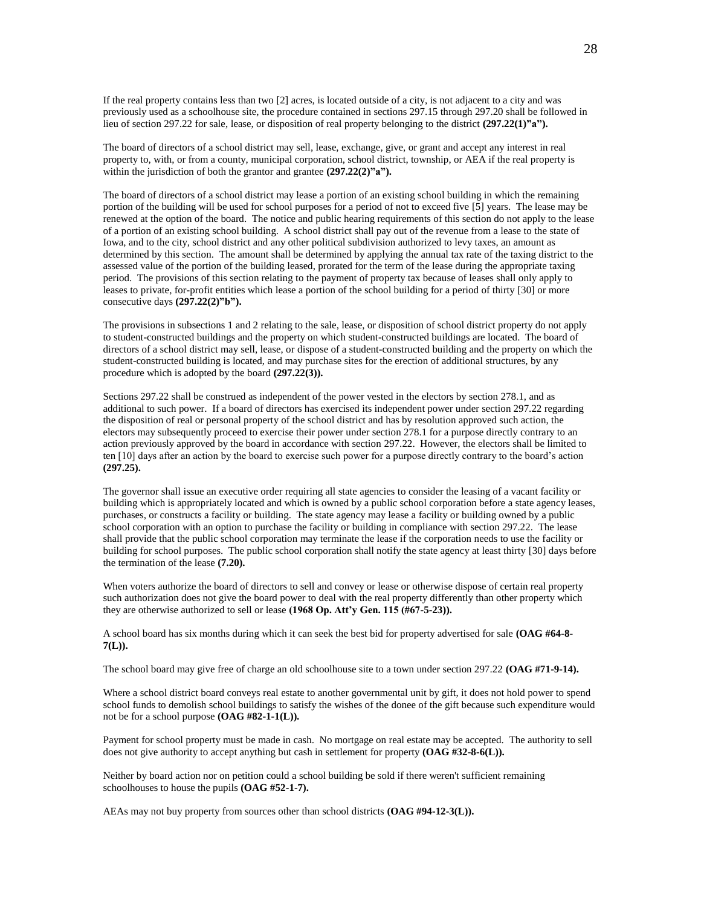If the real property contains less than two [2] acres, is located outside of a city, is not adjacent to a city and was previously used as a schoolhouse site, the procedure contained in sections 297.15 through 297.20 shall be followed in lieu of section 297.22 for sale, lease, or disposition of real property belonging to the district **(297.22(1)"a").**

The board of directors of a school district may sell, lease, exchange, give, or grant and accept any interest in real property to, with, or from a county, municipal corporation, school district, township, or AEA if the real property is within the jurisdiction of both the grantor and grantee **(297.22(2)"a").**

The board of directors of a school district may lease a portion of an existing school building in which the remaining portion of the building will be used for school purposes for a period of not to exceed five [5] years. The lease may be renewed at the option of the board. The notice and public hearing requirements of this section do not apply to the lease of a portion of an existing school building. A school district shall pay out of the revenue from a lease to the state of Iowa, and to the city, school district and any other political subdivision authorized to levy taxes, an amount as determined by this section. The amount shall be determined by applying the annual tax rate of the taxing district to the assessed value of the portion of the building leased, prorated for the term of the lease during the appropriate taxing period. The provisions of this section relating to the payment of property tax because of leases shall only apply to leases to private, for-profit entities which lease a portion of the school building for a period of thirty [30] or more consecutive days **(297.22(2)"b").**

The provisions in subsections 1 and 2 relating to the sale, lease, or disposition of school district property do not apply to student-constructed buildings and the property on which student-constructed buildings are located. The board of directors of a school district may sell, lease, or dispose of a student-constructed building and the property on which the student-constructed building is located, and may purchase sites for the erection of additional structures, by any procedure which is adopted by the board **(297.22(3)).**

Sections 297.22 shall be construed as independent of the power vested in the electors by section 278.1, and as additional to such power. If a board of directors has exercised its independent power under section 297.22 regarding the disposition of real or personal property of the school district and has by resolution approved such action, the electors may subsequently proceed to exercise their power under section 278.1 for a purpose directly contrary to an action previously approved by the board in accordance with section 297.22. However, the electors shall be limited to ten [10] days after an action by the board to exercise such power for a purpose directly contrary to the board's action **(297.25).**

The governor shall issue an executive order requiring all state agencies to consider the leasing of a vacant facility or building which is appropriately located and which is owned by a public school corporation before a state agency leases, purchases, or constructs a facility or building. The state agency may lease a facility or building owned by a public school corporation with an option to purchase the facility or building in compliance with section 297.22. The lease shall provide that the public school corporation may terminate the lease if the corporation needs to use the facility or building for school purposes. The public school corporation shall notify the state agency at least thirty [30] days before the termination of the lease **(7.20).**

When voters authorize the board of directors to sell and convey or lease or otherwise dispose of certain real property such authorization does not give the board power to deal with the real property differently than other property which they are otherwise authorized to sell or lease **(1968 Op. Att'y Gen. 115 (#67-5-23)).**

A school board has six months during which it can seek the best bid for property advertised for sale **(OAG #64-8-7(L)).**

The school board may give free of charge an old schoolhouse site to a town under section 297.22 **(OAG #71-9-14).**

Where a school district board conveys real estate to another governmental unit by gift, it does not hold power to spend school funds to demolish school buildings to satisfy the wishes of the donee of the gift because such expenditure would not be for a school purpose **(OAG #82-1-1(L)).**

Payment for school property must be made in cash. No mortgage on real estate may be accepted. The authority to sell does not give authority to accept anything but cash in settlement for property **(OAG #32-8-6(L)).**

Neither by board action nor on petition could a school building be sold if there weren't sufficient remaining schoolhouses to house the pupils **(OAG #52-1-7).**

AEAs may not buy property from sources other than school districts **(OAG #94-12-3(L)).**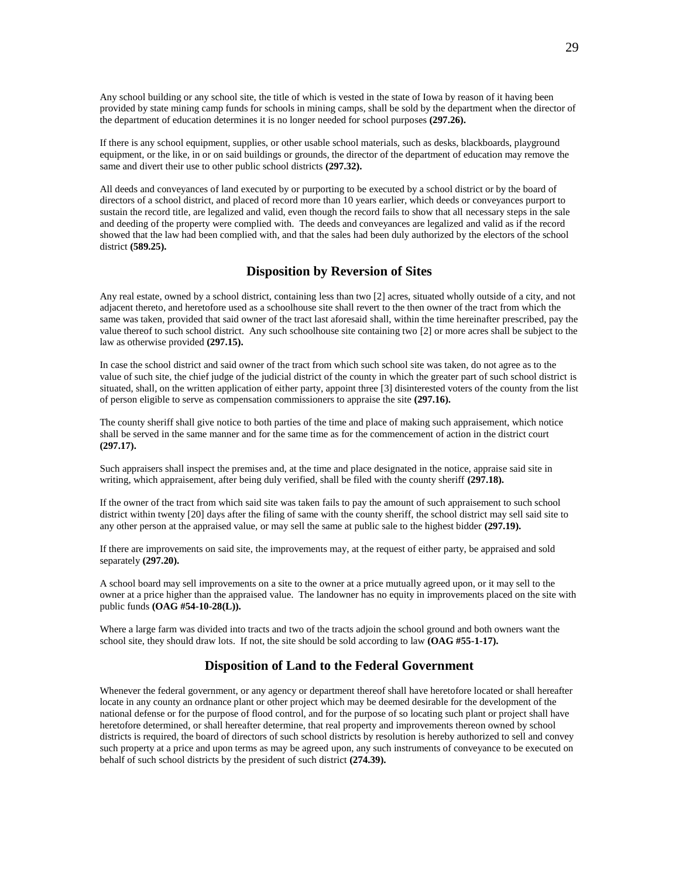Any school building or any school site, the title of which is vested in the state of Iowa by reason of it having been provided by state mining camp funds for schools in mining camps, shall be sold by the department when the director of the department of education determines it is no longer needed for school purposes **(297.26).**

If there is any school equipment, supplies, or other usable school materials, such as desks, blackboards, playground equipment, or the like, in or on said buildings or grounds, the director of the department of education may remove the same and divert their use to other public school districts **(297.32).**

All deeds and conveyances of land executed by or purporting to be executed by a school district or by the board of directors of a school district, and placed of record more than 10 years earlier, which deeds or conveyances purport to sustain the record title, are legalized and valid, even though the record fails to show that all necessary steps in the sale and deeding of the property were complied with. The deeds and conveyances are legalized and valid as if the record showed that the law had been complied with, and that the sales had been duly authorized by the electors of the school district **(589.25).**

## Disposition by Reversion of Sites

Any real estate, owned by a school district, containing less than two [2] acres, situated wholly outside of a city, and not adjacent thereto, and heretofore used as a schoolhouse site shall revert to the then owner of the tract from which the same was taken, provided that said owner of the tract last aforesaid shall, within the time hereinafter prescribed, pay the value thereof to such school district. Any such schoolhouse site containing two [2] or more acres shall be subject to the law as otherwise provided **(297.15).**

In case the school district and said owner of the tract from which such school site was taken, do not agree as to the value of such site, the chief judge of the judicial district of the county in which the greater part of such school district is situated, shall, on the written application of either party, appoint three [3] disinterested voters of the county from the list of person eligible to serve as compensation commissioners to appraise the site **(297.16).**

The county sheriff shall give notice to both parties of the time and place of making such appraisement, which notice shall be served in the same manner and for the same time as for the commencement of action in the district court **(297.17).**

Such appraisers shall inspect the premises and, at the time and place designated in the notice, appraise said site in writing, which appraisement, after being duly verified, shall be filed with the county sheriff **(297.18).**

If the owner of the tract from which said site was taken fails to pay the amount of such appraisement to such school district within twenty [20] days after the filing of same with the county sheriff, the school district may sell said site to any other person at the appraised value, or may sell the same at public sale to the highest bidder **(297.19).**

If there are improvements on said site, the improvements may, at the request of either party, be appraised and sold separately **(297.20).**

A school board may sell improvements on a site to the owner at a price mutually agreed upon, or it may sell to the owner at a price higher than the appraised value. The landowner has no equity in improvements placed on the site with public funds **(OAG #54-10-28(L)).**

Where a large farm was divided into tracts and two of the tracts adjoin the school ground and both owners want the school site, they should draw lots. If not, the site should be sold according to law **(OAG #55-1-17).**

## Disposition of Land to the Federal Government

Whenever the federal government, or any agency or department thereof shall have heretofore located or shall hereafter locate in any county an ordnance plant or other project which may be deemed desirable for the development of the national defense or for the purpose of flood control, and for the purpose of so locating such plant or project shall have heretofore determined, or shall hereafter determine, that real property and improvements thereon owned by school districts is required, the board of directors of such school districts by resolution is hereby authorized to sell and convey such property at a price and upon terms as may be agreed upon, any such instruments of conveyance to be executed on behalf of such school districts by the president of such district **(274.39).**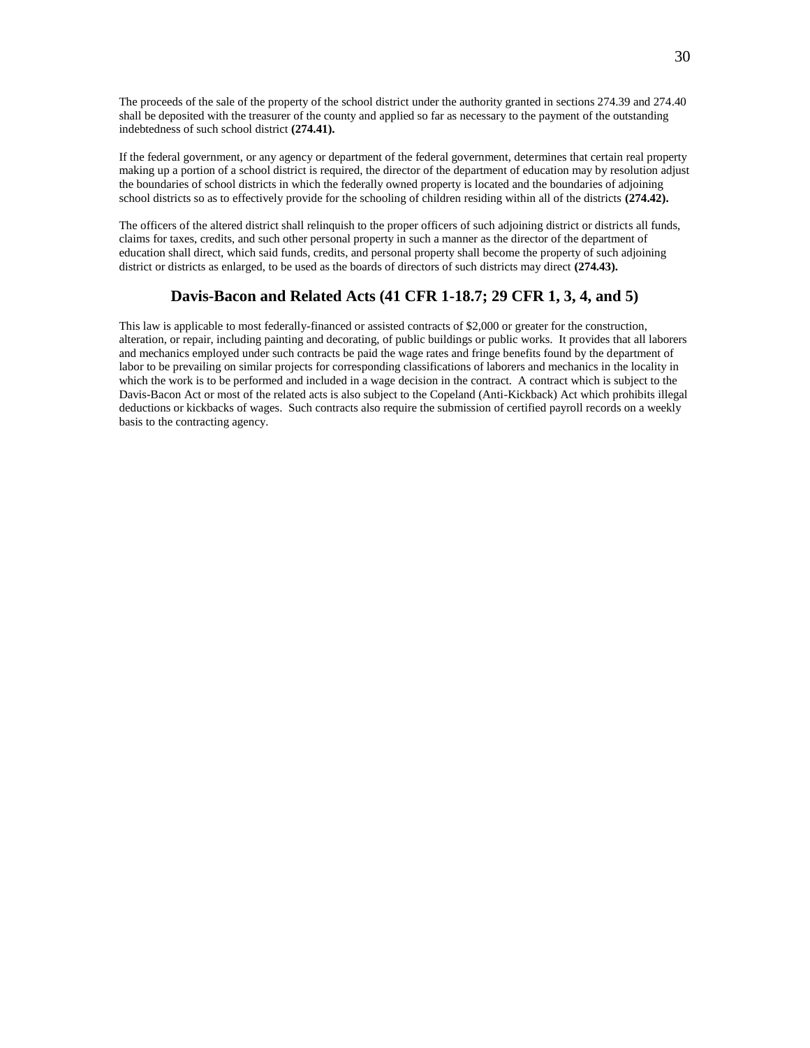The proceeds of the sale of the property of the school district under the authority granted in sections 274.39 and 274.40 shall be deposited with the treasurer of the county and applied so far as necessary to the payment of the outstanding indebtedness of such school district **(274.41).**

If the federal government, or any agency or department of the federal government, determines that certain real property making up a portion of a school district is required, the director of the department of education may by resolution adjust the boundaries of school districts in which the federally owned property is located and the boundaries of adjoining school districts so as to effectively provide for the schooling of children residing within all of the districts **(274.42).**

The officers of the altered district shall relinquish to the proper officers of such adjoining district or districts all funds, claims for taxes, credits, and such other personal property in such a manner as the director of the department of education shall direct, which said funds, credits, and personal property shall become the property of such adjoining district or districts as enlarged, to be used as the boards of directors of such districts may direct **(274.43).**

## Davis-Bacon and Related Acts (41 CFR 1-18.7; 29 CFR 1, 3, 4, and 5)

This law is applicable to most federally-financed or assisted contracts of $2,000 or greater for the construction, alteration, or repair, including painting and decorating, of public buildings or public works. It provides that all laborers and mechanics employed under such contracts be paid the wage rates and fringe benefits found by the department of labor to be prevailing on similar projects for corresponding classifications of laborers and mechanics in the locality in which the work is to be performed and included in a wage decision in the contract. A contract which is subject to the Davis-Bacon Act or most of the related acts is also subject to the Copeland (Anti-Kickback) Act which prohibits illegal deductions or kickbacks of wages. Such contracts also require the submission of certified payroll records on a weekly basis to the contracting agency.